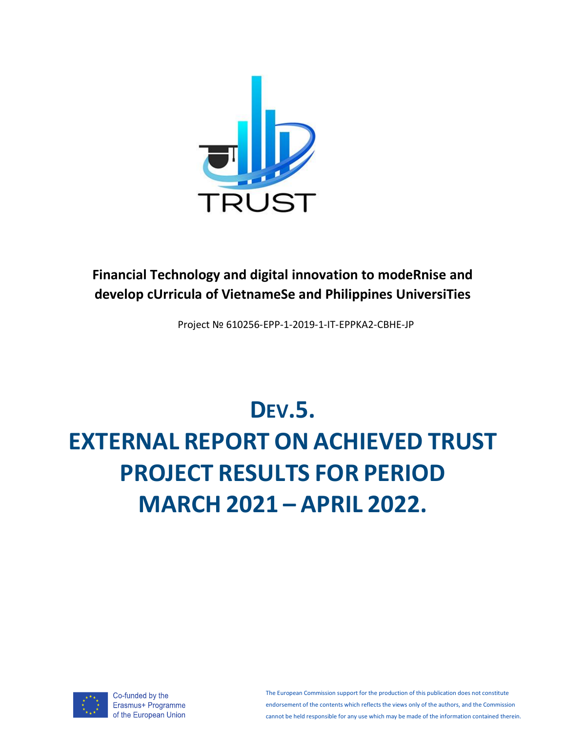TRUST

**Financial Technology and digital innovation to modeRnise and develop cUrricula of VietnameSe and Philippines UniversiTies**

Project № 610256-EPP-1-2019-1-IT-EPPKA2-CBHE-JP

# DEV.5.
# EXTERNAL REPORT ON ACHIEVED TRUST PROJECT RESULTS FOR PERIOD MARCH 2021 – APRIL 2022.

Co-funded by the Erasmus+ Programme of the European Union

The European Commission support for the production of this publication does not constitute endorsement of the contents which reflects the views only of the authors, and the Commission cannot be held responsible for any use which may be made of the information contained therein.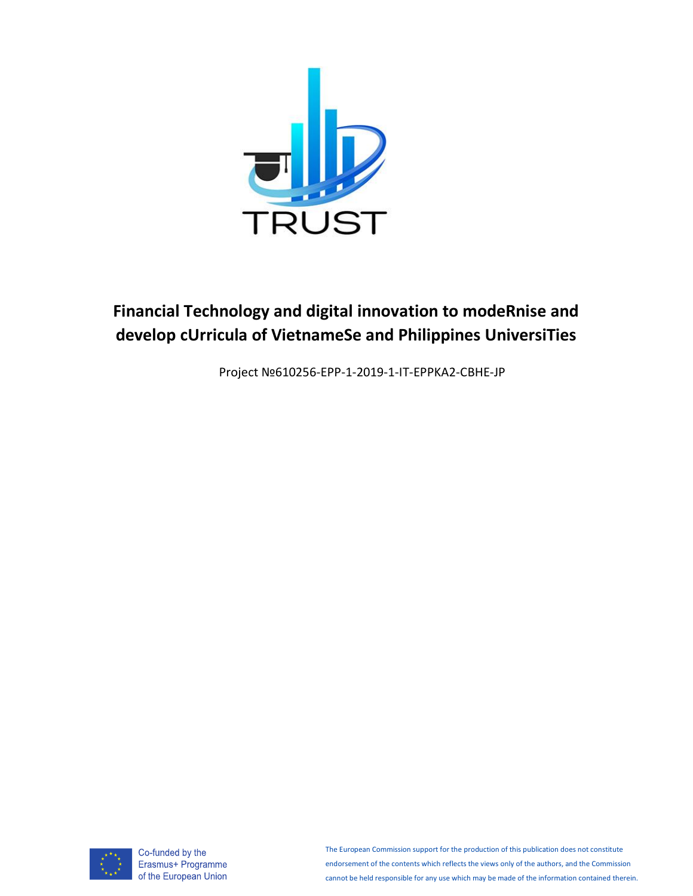TRUST

# Financial Technology and digital innovation to modeRnise and develop cUrricula of VietnameSe and Philippines UniversiTies

Project №610256-EPP-1-2019-1-IT-EPPKA2-CBHE-JP

Co-funded by the Erasmus+ Programme of the European Union

The European Commission support for the production of this publication does not constitute endorsement of the contents which reflects the views only of the authors, and the Commission cannot be held responsible for any use which may be made of the information contained therein.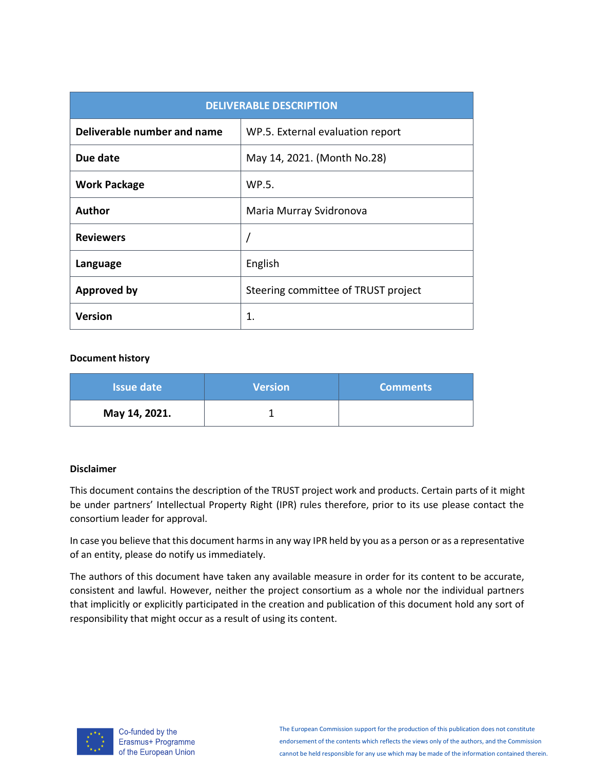| DELIVERABLE DESCRIPTION | |
|---|---|
| **Deliverable number and name** | WP.5. External evaluation report |
| **Due date** | May 14, 2021. (Month No.28) |
| **Work Package** | WP.5. |
| **Author** | Maria Murray Svidronova |
| **Reviewers** | / |
| **Language** | English |
| **Approved by** | Steering committee of TRUST project |
| **Version** | 1. |

**Document history**

| Issue date | Version | Comments |
|---|---|---|
| **May 14, 2021.** | 1 | |

**Disclaimer**

This document contains the description of the TRUST project work and products. Certain parts of it might be under partners' Intellectual Property Right (IPR) rules therefore, prior to its use please contact the consortium leader for approval.

In case you believe that this document harms in any way IPR held by you as a person or as a representative of an entity, please do notify us immediately.

The authors of this document have taken any available measure in order for its content to be accurate, consistent and lawful. However, neither the project consortium as a whole nor the individual partners that implicitly or explicitly participated in the creation and publication of this document hold any sort of responsibility that might occur as a result of using its content.

Co-funded by the Erasmus+ Programme of the European Union

The European Commission support for the production of this publication does not constitute endorsement of the contents which reflects the views only of the authors, and the Commission cannot be held responsible for any use which may be made of the information contained therein.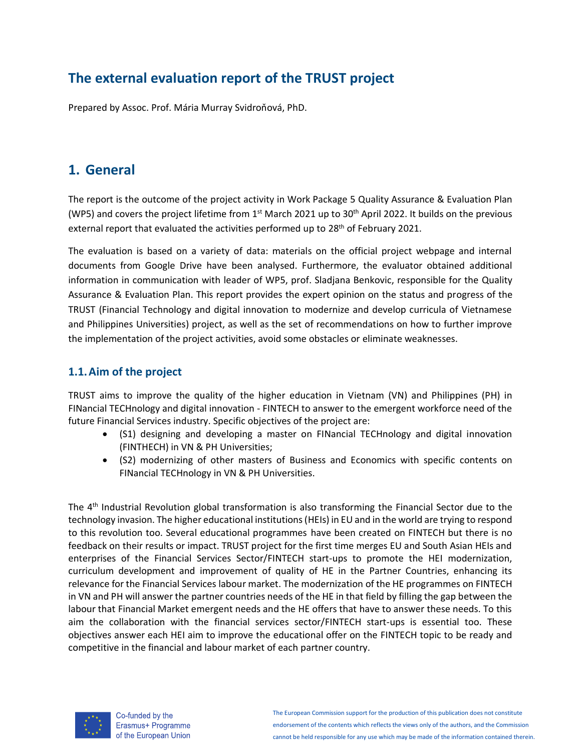# The external evaluation report of the TRUST project

Prepared by Assoc. Prof. Mária Murray Svidroňová, PhD.

## 1. General

The report is the outcome of the project activity in Work Package 5 Quality Assurance & Evaluation Plan (WP5) and covers the project lifetime from 1st March 2021 up to 30th April 2022. It builds on the previous external report that evaluated the activities performed up to 28th of February 2021.

The evaluation is based on a variety of data: materials on the official project webpage and internal documents from Google Drive have been analysed. Furthermore, the evaluator obtained additional information in communication with leader of WP5, prof. Sladjana Benkovic, responsible for the Quality Assurance & Evaluation Plan. This report provides the expert opinion on the status and progress of the TRUST (Financial Technology and digital innovation to modernize and develop curricula of Vietnamese and Philippines Universities) project, as well as the set of recommendations on how to further improve the implementation of the project activities, avoid some obstacles or eliminate weaknesses.

### 1.1. Aim of the project

TRUST aims to improve the quality of the higher education in Vietnam (VN) and Philippines (PH) in FINancial TECHnology and digital innovation - FINTECH to answer to the emergent workforce need of the future Financial Services industry. Specific objectives of the project are:

- (S1) designing and developing a master on FINancial TECHnology and digital innovation (FINTHECH) in VN & PH Universities;
- (S2) modernizing of other masters of Business and Economics with specific contents on FINancial TECHnology in VN & PH Universities.

The 4th Industrial Revolution global transformation is also transforming the Financial Sector due to the technology invasion. The higher educational institutions (HEIs) in EU and in the world are trying to respond to this revolution too. Several educational programmes have been created on FINTECH but there is no feedback on their results or impact. TRUST project for the first time merges EU and South Asian HEIs and enterprises of the Financial Services Sector/FINTECH start-ups to promote the HEI modernization, curriculum development and improvement of quality of HE in the Partner Countries, enhancing its relevance for the Financial Services labour market. The modernization of the HE programmes on FINTECH in VN and PH will answer the partner countries needs of the HE in that field by filling the gap between the labour that Financial Market emergent needs and the HE offers that have to answer these needs. To this aim the collaboration with the financial services sector/FINTECH start-ups is essential too. These objectives answer each HEI aim to improve the educational offer on the FINTECH topic to be ready and competitive in the financial and labour market of each partner country.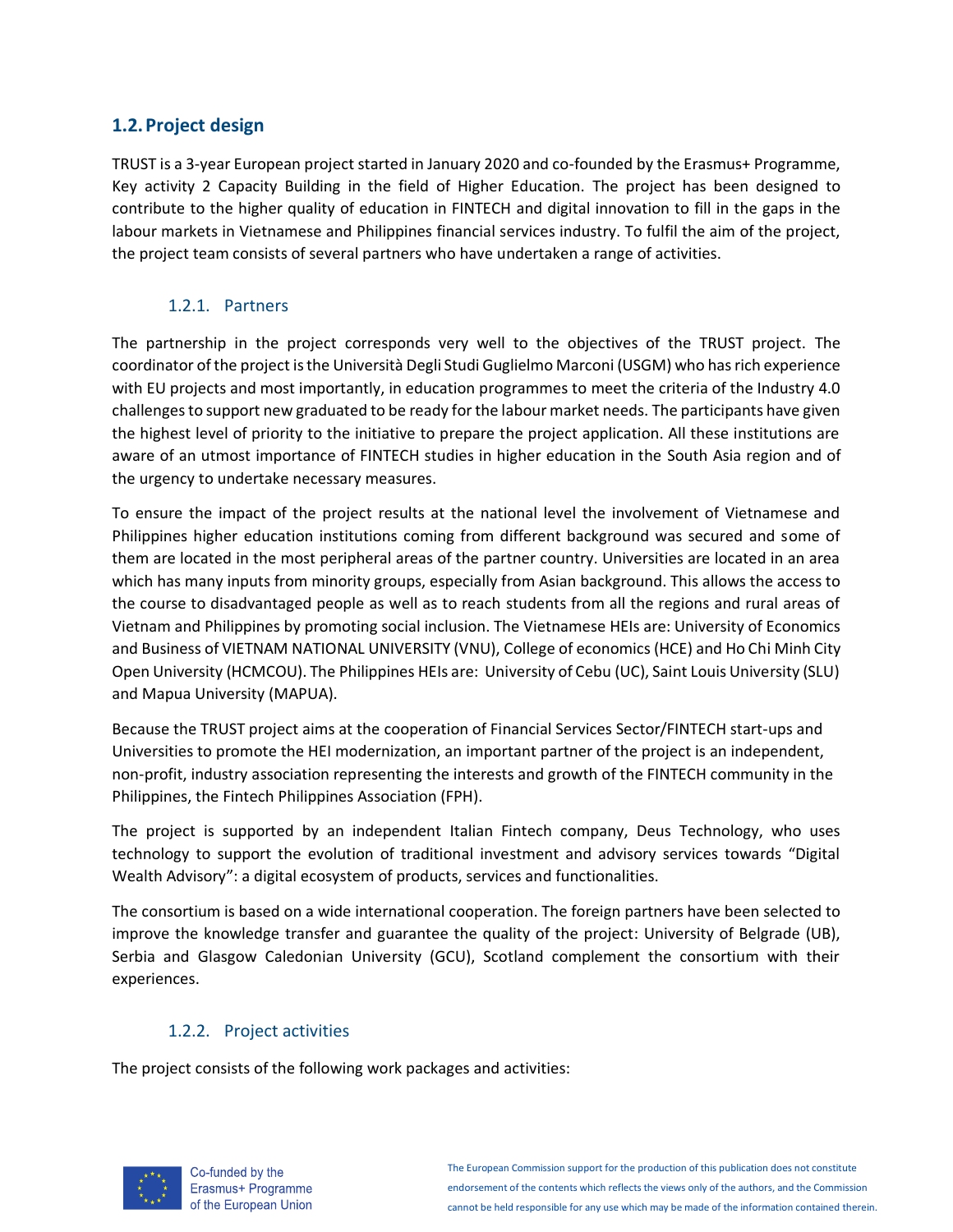## 1.2. Project design

TRUST is a 3-year European project started in January 2020 and co-founded by the Erasmus+ Programme, Key activity 2 Capacity Building in the field of Higher Education. The project has been designed to contribute to the higher quality of education in FINTECH and digital innovation to fill in the gaps in the labour markets in Vietnamese and Philippines financial services industry. To fulfil the aim of the project, the project team consists of several partners who have undertaken a range of activities.

### 1.2.1. Partners

The partnership in the project corresponds very well to the objectives of the TRUST project. The coordinator of the project is the Università Degli Studi Guglielmo Marconi (USGM) who has rich experience with EU projects and most importantly, in education programmes to meet the criteria of the Industry 4.0 challenges to support new graduated to be ready for the labour market needs. The participants have given the highest level of priority to the initiative to prepare the project application. All these institutions are aware of an utmost importance of FINTECH studies in higher education in the South Asia region and of the urgency to undertake necessary measures.

To ensure the impact of the project results at the national level the involvement of Vietnamese and Philippines higher education institutions coming from different background was secured and some of them are located in the most peripheral areas of the partner country. Universities are located in an area which has many inputs from minority groups, especially from Asian background. This allows the access to the course to disadvantaged people as well as to reach students from all the regions and rural areas of Vietnam and Philippines by promoting social inclusion. The Vietnamese HEIs are: University of Economics and Business of VIETNAM NATIONAL UNIVERSITY (VNU), College of economics (HCE) and Ho Chi Minh City Open University (HCMCOU). The Philippines HEIs are: University of Cebu (UC), Saint Louis University (SLU) and Mapua University (MAPUA).

Because the TRUST project aims at the cooperation of Financial Services Sector/FINTECH start-ups and Universities to promote the HEI modernization, an important partner of the project is an independent, non-profit, industry association representing the interests and growth of the FINTECH community in the Philippines, the Fintech Philippines Association (FPH).

The project is supported by an independent Italian Fintech company, Deus Technology, who uses technology to support the evolution of traditional investment and advisory services towards "Digital Wealth Advisory": a digital ecosystem of products, services and functionalities.

The consortium is based on a wide international cooperation. The foreign partners have been selected to improve the knowledge transfer and guarantee the quality of the project: University of Belgrade (UB), Serbia and Glasgow Caledonian University (GCU), Scotland complement the consortium with their experiences.

### 1.2.2. Project activities

The project consists of the following work packages and activities: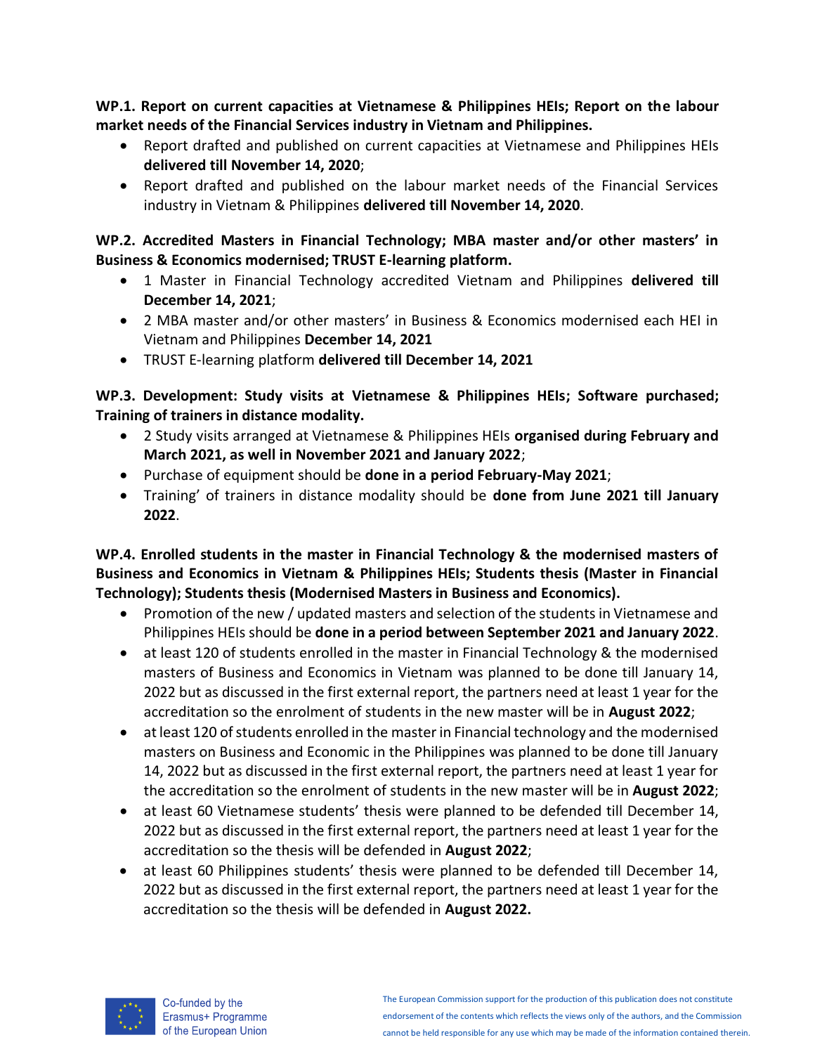**WP.1. Report on current capacities at Vietnamese & Philippines HEIs; Report on the labour market needs of the Financial Services industry in Vietnam and Philippines.**

- Report drafted and published on current capacities at Vietnamese and Philippines HEIs **delivered till November 14, 2020**;
- Report drafted and published on the labour market needs of the Financial Services industry in Vietnam & Philippines **delivered till November 14, 2020**.

**WP.2. Accredited Masters in Financial Technology; MBA master and/or other masters' in Business & Economics modernised; TRUST E-learning platform.**

- 1 Master in Financial Technology accredited Vietnam and Philippines **delivered till December 14, 2021**;
- 2 MBA master and/or other masters' in Business & Economics modernised each HEI in Vietnam and Philippines **December 14, 2021**
- TRUST E-learning platform **delivered till December 14, 2021**

**WP.3. Development: Study visits at Vietnamese & Philippines HEIs; Software purchased; Training of trainers in distance modality.**

- 2 Study visits arranged at Vietnamese & Philippines HEIs **organised during February and March 2021, as well in November 2021 and January 2022**;
- Purchase of equipment should be **done in a period February-May 2021**;
- Training' of trainers in distance modality should be **done from June 2021 till January 2022**.

**WP.4. Enrolled students in the master in Financial Technology & the modernised masters of Business and Economics in Vietnam & Philippines HEIs; Students thesis (Master in Financial Technology); Students thesis (Modernised Masters in Business and Economics).**

- Promotion of the new / updated masters and selection of the students in Vietnamese and Philippines HEIs should be **done in a period between September 2021 and January 2022**.
- at least 120 of students enrolled in the master in Financial Technology & the modernised masters of Business and Economics in Vietnam was planned to be done till January 14, 2022 but as discussed in the first external report, the partners need at least 1 year for the accreditation so the enrolment of students in the new master will be in **August 2022**;
- at least 120 of students enrolled in the master in Financial technology and the modernised masters on Business and Economic in the Philippines was planned to be done till January 14, 2022 but as discussed in the first external report, the partners need at least 1 year for the accreditation so the enrolment of students in the new master will be in **August 2022**;
- at least 60 Vietnamese students' thesis were planned to be defended till December 14, 2022 but as discussed in the first external report, the partners need at least 1 year for the accreditation so the thesis will be defended in **August 2022**;
- at least 60 Philippines students' thesis were planned to be defended till December 14, 2022 but as discussed in the first external report, the partners need at least 1 year for the accreditation so the thesis will be defended in **August 2022.**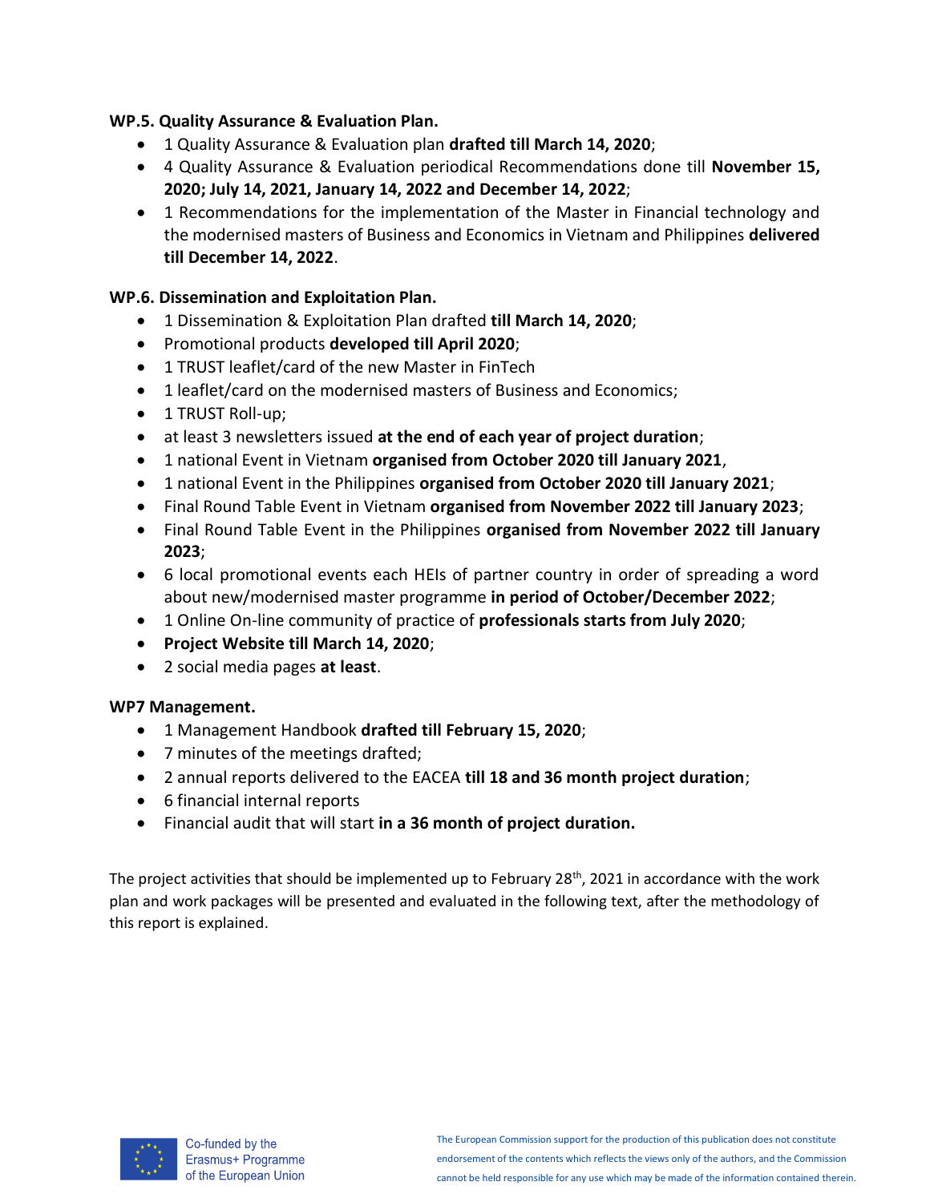**WP.5. Quality Assurance & Evaluation Plan.**

- 1 Quality Assurance & Evaluation plan **drafted till March 14, 2020**;
- 4 Quality Assurance & Evaluation periodical Recommendations done till **November 15, 2020; July 14, 2021, January 14, 2022 and December 14, 2022**;
- 1 Recommendations for the implementation of the Master in Financial technology and the modernised masters of Business and Economics in Vietnam and Philippines **delivered till December 14, 2022**.

**WP.6. Dissemination and Exploitation Plan.**

- 1 Dissemination & Exploitation Plan drafted **till March 14, 2020**;
- Promotional products **developed till April 2020**;
- 1 TRUST leaflet/card of the new Master in FinTech
- 1 leaflet/card on the modernised masters of Business and Economics;
- 1 TRUST Roll-up;
- at least 3 newsletters issued **at the end of each year of project duration**;
- 1 national Event in Vietnam **organised from October 2020 till January 2021**,
- 1 national Event in the Philippines **organised from October 2020 till January 2021**;
- Final Round Table Event in Vietnam **organised from November 2022 till January 2023**;
- Final Round Table Event in the Philippines **organised from November 2022 till January 2023**;
- 6 local promotional events each HEIs of partner country in order of spreading a word about new/modernised master programme **in period of October/December 2022**;
- 1 Online On-line community of practice of **professionals starts from July 2020**;
- **Project Website till March 14, 2020**;
- 2 social media pages **at least**.

**WP7 Management.**

- 1 Management Handbook **drafted till February 15, 2020**;
- 7 minutes of the meetings drafted;
- 2 annual reports delivered to the EACEA **till 18 and 36 month project duration**;
- 6 financial internal reports
- Financial audit that will start **in a 36 month of project duration.**

The project activities that should be implemented up to February 28th, 2021 in accordance with the work plan and work packages will be presented and evaluated in the following text, after the methodology of this report is explained.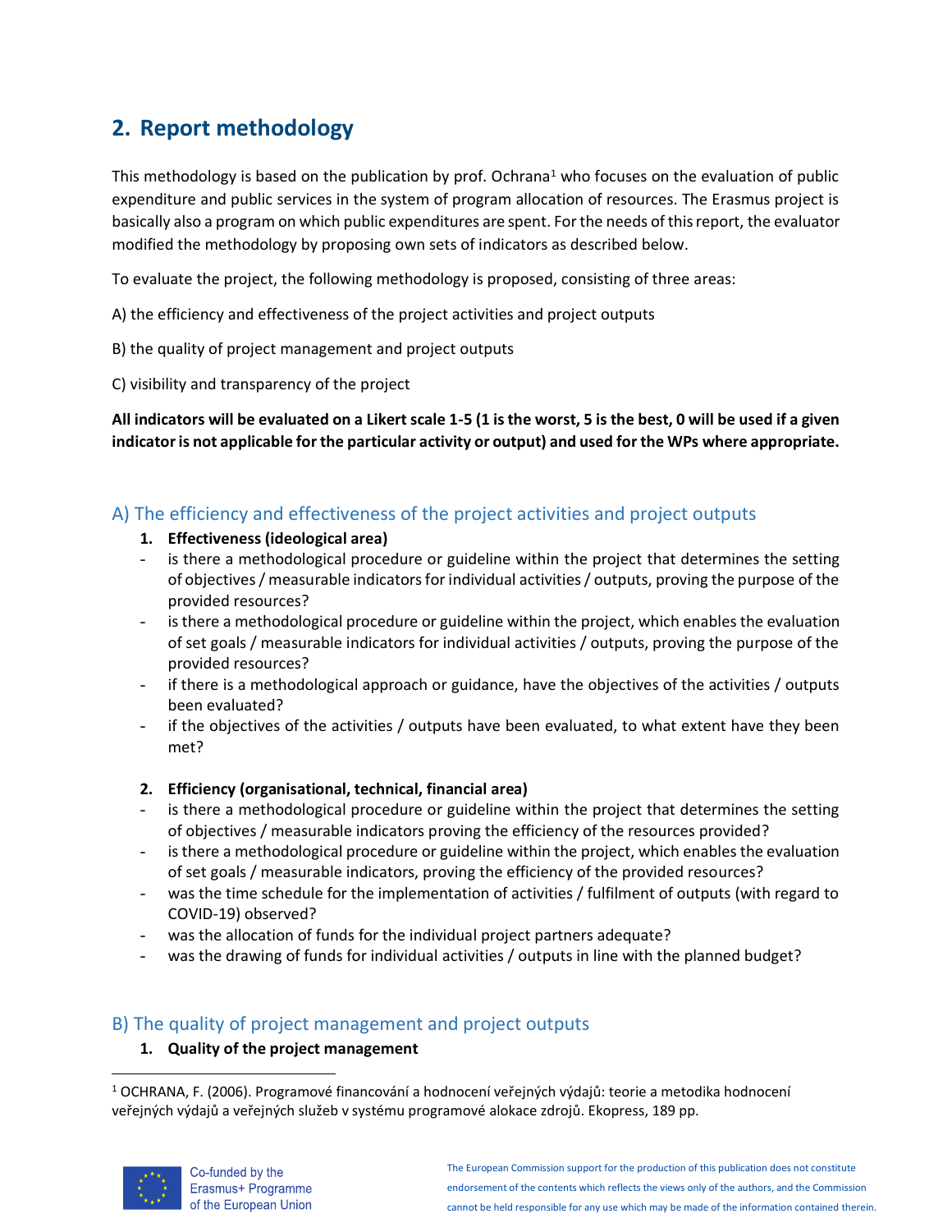## 2. Report methodology

This methodology is based on the publication by prof. Ochrana[1] who focuses on the evaluation of public expenditure and public services in the system of program allocation of resources. The Erasmus project is basically also a program on which public expenditures are spent. For the needs of this report, the evaluator modified the methodology by proposing own sets of indicators as described below.

To evaluate the project, the following methodology is proposed, consisting of three areas:

A) the efficiency and effectiveness of the project activities and project outputs

B) the quality of project management and project outputs

C) visibility and transparency of the project

**All indicators will be evaluated on a Likert scale 1-5 (1 is the worst, 5 is the best, 0 will be used if a given indicator is not applicable for the particular activity or output) and used for the WPs where appropriate.**

### A) The efficiency and effectiveness of the project activities and project outputs

1. **Effectiveness (ideological area)**

- is there a methodological procedure or guideline within the project that determines the setting of objectives / measurable indicators for individual activities / outputs, proving the purpose of the provided resources?
- is there a methodological procedure or guideline within the project, which enables the evaluation of set goals / measurable indicators for individual activities / outputs, proving the purpose of the provided resources?
- if there is a methodological approach or guidance, have the objectives of the activities / outputs been evaluated?
- if the objectives of the activities / outputs have been evaluated, to what extent have they been met?

2. **Efficiency (organisational, technical, financial area)**

- is there a methodological procedure or guideline within the project that determines the setting of objectives / measurable indicators proving the efficiency of the resources provided?
- is there a methodological procedure or guideline within the project, which enables the evaluation of set goals / measurable indicators, proving the efficiency of the provided resources?
- was the time schedule for the implementation of activities / fulfilment of outputs (with regard to COVID-19) observed?
- was the allocation of funds for the individual project partners adequate?
- was the drawing of funds for individual activities / outputs in line with the planned budget?

### B) The quality of project management and project outputs

1. **Quality of the project management**

[1] OCHRANA, F. (2006). Programové financování a hodnocení veřejných výdajů: teorie a metodika hodnocení veřejných výdajů a veřejných služeb v systému programové alokace zdrojů. Ekopress, 189 pp.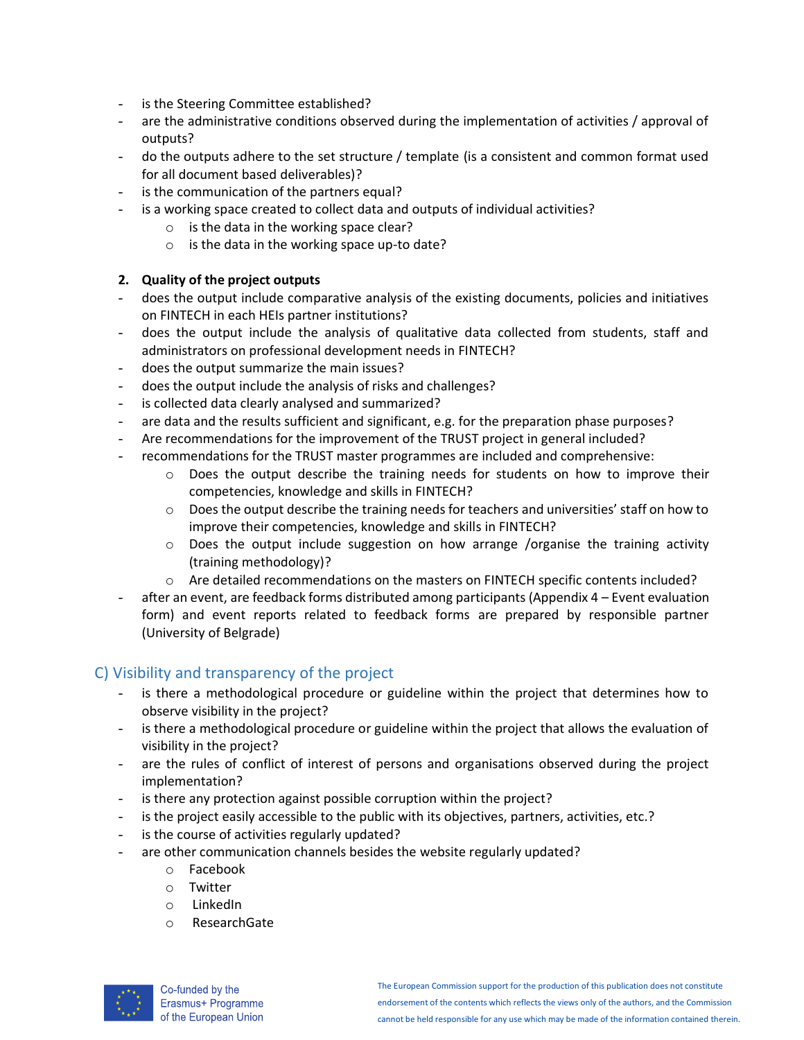- is the Steering Committee established?
- are the administrative conditions observed during the implementation of activities / approval of outputs?
- do the outputs adhere to the set structure / template (is a consistent and common format used for all document based deliverables)?
- is the communication of the partners equal?
- is a working space created to collect data and outputs of individual activities?
  - is the data in the working space clear?
  - is the data in the working space up-to date?

**2. Quality of the project outputs**

- does the output include comparative analysis of the existing documents, policies and initiatives on FINTECH in each HEIs partner institutions?
- does the output include the analysis of qualitative data collected from students, staff and administrators on professional development needs in FINTECH?
- does the output summarize the main issues?
- does the output include the analysis of risks and challenges?
- is collected data clearly analysed and summarized?
- are data and the results sufficient and significant, e.g. for the preparation phase purposes?
- Are recommendations for the improvement of the TRUST project in general included?
- recommendations for the TRUST master programmes are included and comprehensive:
  - Does the output describe the training needs for students on how to improve their competencies, knowledge and skills in FINTECH?
  - Does the output describe the training needs for teachers and universities' staff on how to improve their competencies, knowledge and skills in FINTECH?
  - Does the output include suggestion on how arrange /organise the training activity (training methodology)?
  - Are detailed recommendations on the masters on FINTECH specific contents included?
- after an event, are feedback forms distributed among participants (Appendix 4 – Event evaluation form) and event reports related to feedback forms are prepared by responsible partner (University of Belgrade)

## C) Visibility and transparency of the project

- is there a methodological procedure or guideline within the project that determines how to observe visibility in the project?
- is there a methodological procedure or guideline within the project that allows the evaluation of visibility in the project?
- are the rules of conflict of interest of persons and organisations observed during the project implementation?
- is there any protection against possible corruption within the project?
- is the project easily accessible to the public with its objectives, partners, activities, etc.?
- is the course of activities regularly updated?
- are other communication channels besides the website regularly updated?
  - Facebook
  - Twitter
  - LinkedIn
  - ResearchGate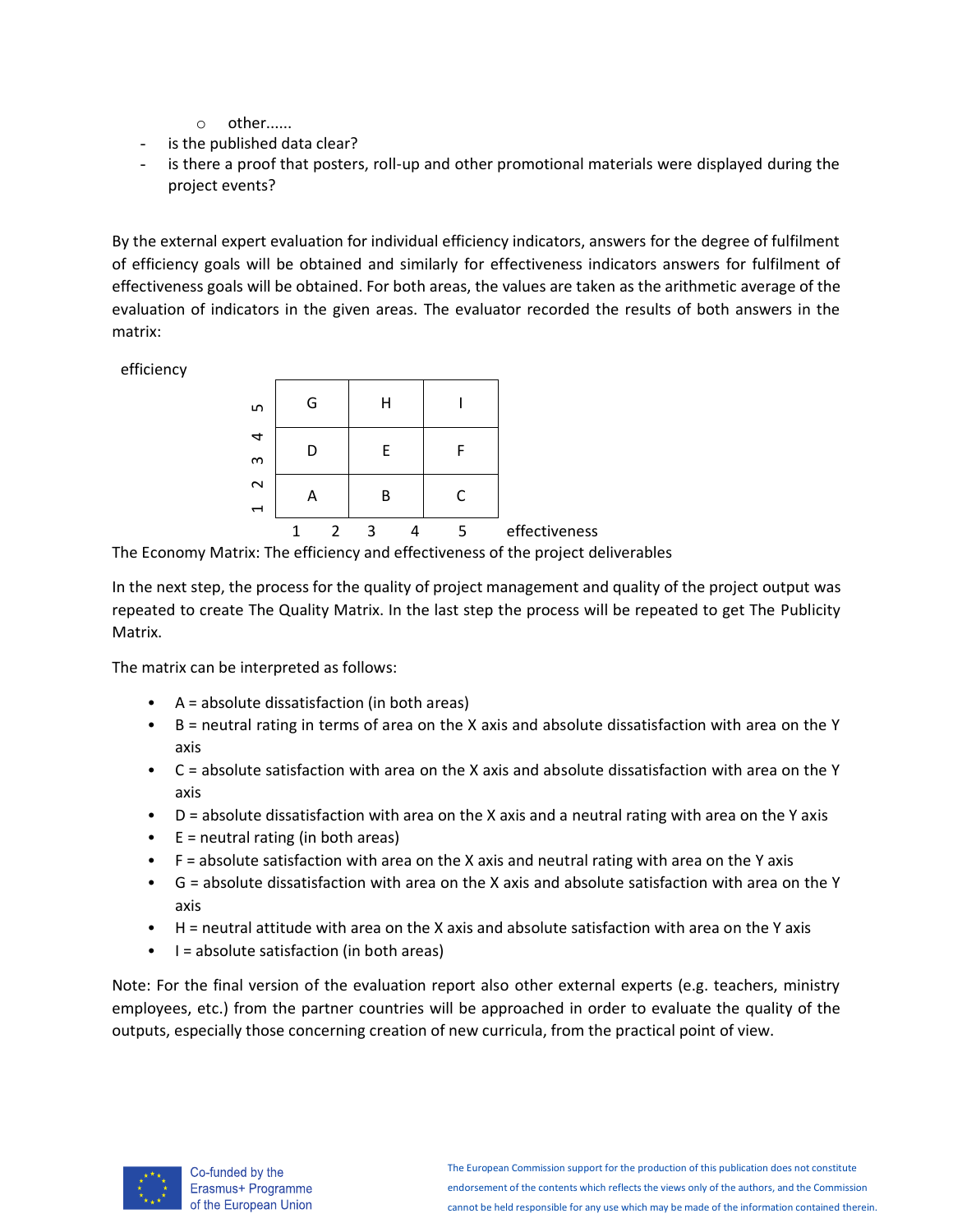- other......
- is the published data clear?
- is there a proof that posters, roll-up and other promotional materials were displayed during the project events?

By the external expert evaluation for individual efficiency indicators, answers for the degree of fulfilment of efficiency goals will be obtained and similarly for effectiveness indicators answers for fulfilment of effectiveness goals will be obtained. For both areas, the values are taken as the arithmetic average of the evaluation of indicators in the given areas. The evaluator recorded the results of both answers in the matrix:

efficiency

| efficiency \ effectiveness | 1 – 2 | 3 – 4 | 5 |
|---|---|---|---|
| 5 | G | H | I |
| 3 – 4 | D | E | F |
| 1 – 2 | A | B | C |

The Economy Matrix: The efficiency and effectiveness of the project deliverables

In the next step, the process for the quality of project management and quality of the project output was repeated to create The Quality Matrix. In the last step the process will be repeated to get The Publicity Matrix.

The matrix can be interpreted as follows:

- A = absolute dissatisfaction (in both areas)
- B = neutral rating in terms of area on the X axis and absolute dissatisfaction with area on the Y axis
- C = absolute satisfaction with area on the X axis and absolute dissatisfaction with area on the Y axis
- D = absolute dissatisfaction with area on the X axis and a neutral rating with area on the Y axis
- E = neutral rating (in both areas)
- F = absolute satisfaction with area on the X axis and neutral rating with area on the Y axis
- G = absolute dissatisfaction with area on the X axis and absolute satisfaction with area on the Y axis
- H = neutral attitude with area on the X axis and absolute satisfaction with area on the Y axis
- I = absolute satisfaction (in both areas)

Note: For the final version of the evaluation report also other external experts (e.g. teachers, ministry employees, etc.) from the partner countries will be approached in order to evaluate the quality of the outputs, especially those concerning creation of new curricula, from the practical point of view.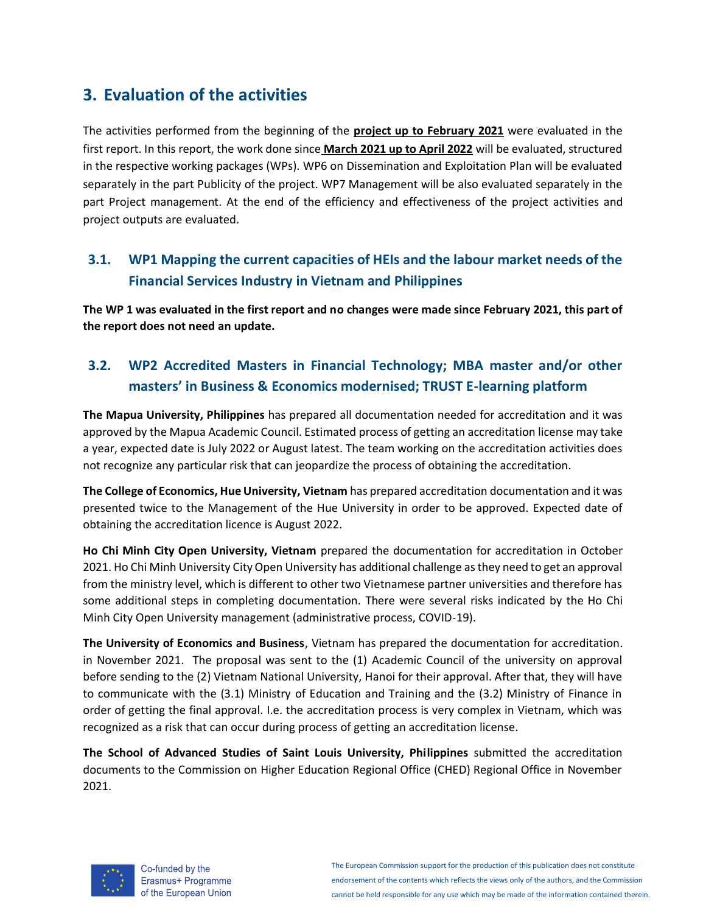# 3. Evaluation of the activities

The activities performed from the beginning of the **project up to February 2021** were evaluated in the first report. In this report, the work done since **March 2021 up to April 2022** will be evaluated, structured in the respective working packages (WPs). WP6 on Dissemination and Exploitation Plan will be evaluated separately in the part Publicity of the project. WP7 Management will be also evaluated separately in the part Project management. At the end of the efficiency and effectiveness of the project activities and project outputs are evaluated.

## 3.1. WP1 Mapping the current capacities of HEIs and the labour market needs of the Financial Services Industry in Vietnam and Philippines

**The WP 1 was evaluated in the first report and no changes were made since February 2021, this part of the report does not need an update.**

## 3.2. WP2 Accredited Masters in Financial Technology; MBA master and/or other masters' in Business & Economics modernised; TRUST E-learning platform

**The Mapua University, Philippines** has prepared all documentation needed for accreditation and it was approved by the Mapua Academic Council. Estimated process of getting an accreditation license may take a year, expected date is July 2022 or August latest. The team working on the accreditation activities does not recognize any particular risk that can jeopardize the process of obtaining the accreditation.

**The College of Economics, Hue University, Vietnam** has prepared accreditation documentation and it was presented twice to the Management of the Hue University in order to be approved. Expected date of obtaining the accreditation licence is August 2022.

**Ho Chi Minh City Open University, Vietnam** prepared the documentation for accreditation in October 2021. Ho Chi Minh University City Open University has additional challenge as they need to get an approval from the ministry level, which is different to other two Vietnamese partner universities and therefore has some additional steps in completing documentation. There were several risks indicated by the Ho Chi Minh City Open University management (administrative process, COVID-19).

**The University of Economics and Business**, Vietnam has prepared the documentation for accreditation. in November 2021. The proposal was sent to the (1) Academic Council of the university on approval before sending to the (2) Vietnam National University, Hanoi for their approval. After that, they will have to communicate with the (3.1) Ministry of Education and Training and the (3.2) Ministry of Finance in order of getting the final approval. I.e. the accreditation process is very complex in Vietnam, which was recognized as a risk that can occur during process of getting an accreditation license.

**The School of Advanced Studies of Saint Louis University, Philippines** submitted the accreditation documents to the Commission on Higher Education Regional Office (CHED) Regional Office in November 2021.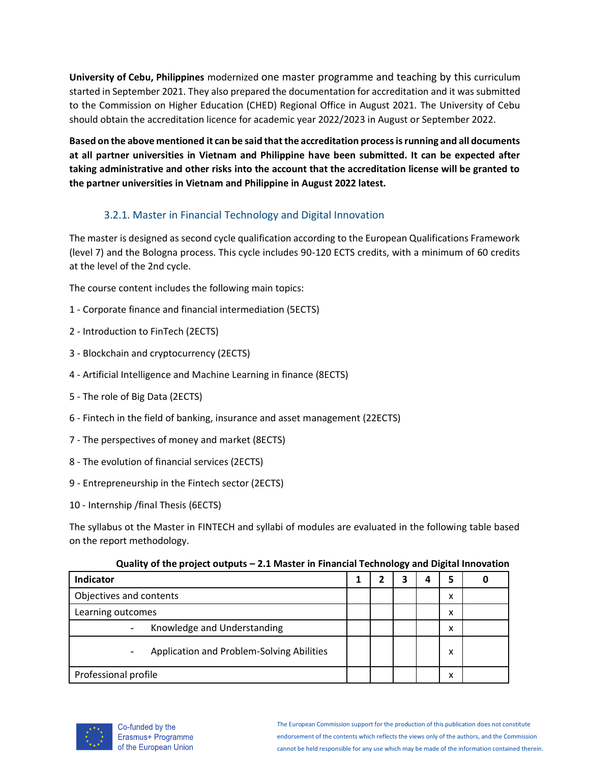**University of Cebu, Philippines** modernized one master programme and teaching by this curriculum started in September 2021. They also prepared the documentation for accreditation and it was submitted to the Commission on Higher Education (CHED) Regional Office in August 2021. The University of Cebu should obtain the accreditation licence for academic year 2022/2023 in August or September 2022.

**Based on the above mentioned it can be said that the accreditation process is running and all documents at all partner universities in Vietnam and Philippine have been submitted. It can be expected after taking administrative and other risks into the account that the accreditation license will be granted to the partner universities in Vietnam and Philippine in August 2022 latest.**

### 3.2.1. Master in Financial Technology and Digital Innovation

The master is designed as second cycle qualification according to the European Qualifications Framework (level 7) and the Bologna process. This cycle includes 90-120 ECTS credits, with a minimum of 60 credits at the level of the 2nd cycle.

The course content includes the following main topics:

1 - Corporate finance and financial intermediation (5ECTS)

2 - Introduction to FinTech (2ECTS)

3 - Blockchain and cryptocurrency (2ECTS)

4 - Artificial Intelligence and Machine Learning in finance (8ECTS)

5 - The role of Big Data (2ECTS)

6 - Fintech in the field of banking, insurance and asset management (22ECTS)

7 - The perspectives of money and market (8ECTS)

8 - The evolution of financial services (2ECTS)

9 - Entrepreneurship in the Fintech sector (2ECTS)

10 - Internship /final Thesis (6ECTS)

The syllabus ot the Master in FINTECH and syllabi of modules are evaluated in the following table based on the report methodology.

**Quality of the project outputs – 2.1 Master in Financial Technology and Digital Innovation**

| Indicator | 1 | 2 | 3 | 4 | 5 | 0 |
|---|---|---|---|---|---|---|
| Objectives and contents | | | | | x | |
| Learning outcomes | | | | | x | |
| - Knowledge and Understanding | | | | | x | |
| - Application and Problem-Solving Abilities | | | | | x | |
| Professional profile | | | | | x | |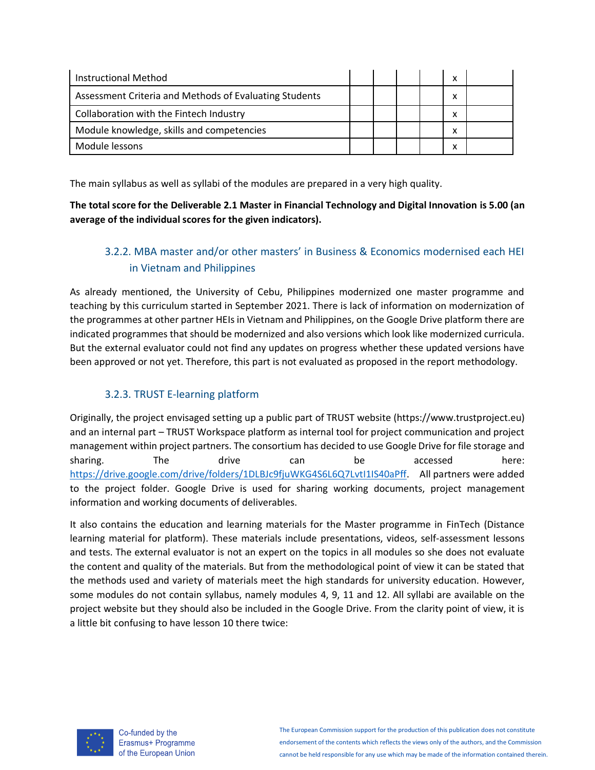| Instructional Method | | | | | x | |
|---|---|---|---|---|---|---|
| Assessment Criteria and Methods of Evaluating Students | | | | | x | |
| Collaboration with the Fintech Industry | | | | | x | |
| Module knowledge, skills and competencies | | | | | x | |
| Module lessons | | | | | x | |

The main syllabus as well as syllabi of the modules are prepared in a very high quality.

**The total score for the Deliverable 2.1 Master in Financial Technology and Digital Innovation is 5.00 (an average of the individual scores for the given indicators).**

### 3.2.2. MBA master and/or other masters' in Business & Economics modernised each HEI in Vietnam and Philippines

As already mentioned, the University of Cebu, Philippines modernized one master programme and teaching by this curriculum started in September 2021. There is lack of information on modernization of the programmes at other partner HEIs in Vietnam and Philippines, on the Google Drive platform there are indicated programmes that should be modernized and also versions which look like modernized curricula. But the external evaluator could not find any updates on progress whether these updated versions have been approved or not yet. Therefore, this part is not evaluated as proposed in the report methodology.

### 3.2.3. TRUST E-learning platform

Originally, the project envisaged setting up a public part of TRUST website (https://www.trustproject.eu) and an internal part – TRUST Workspace platform as internal tool for project communication and project management within project partners. The consortium has decided to use Google Drive for file storage and sharing. The drive can be accessed here: https://drive.google.com/drive/folders/1DLBJc9fjuWKG4S6L6Q7LvtI1IS40aPff. All partners were added to the project folder. Google Drive is used for sharing working documents, project management information and working documents of deliverables.

It also contains the education and learning materials for the Master programme in FinTech (Distance learning material for platform). These materials include presentations, videos, self-assessment lessons and tests. The external evaluator is not an expert on the topics in all modules so she does not evaluate the content and quality of the materials. But from the methodological point of view it can be stated that the methods used and variety of materials meet the high standards for university education. However, some modules do not contain syllabus, namely modules 4, 9, 11 and 12. All syllabi are available on the project website but they should also be included in the Google Drive. From the clarity point of view, it is a little bit confusing to have lesson 10 there twice: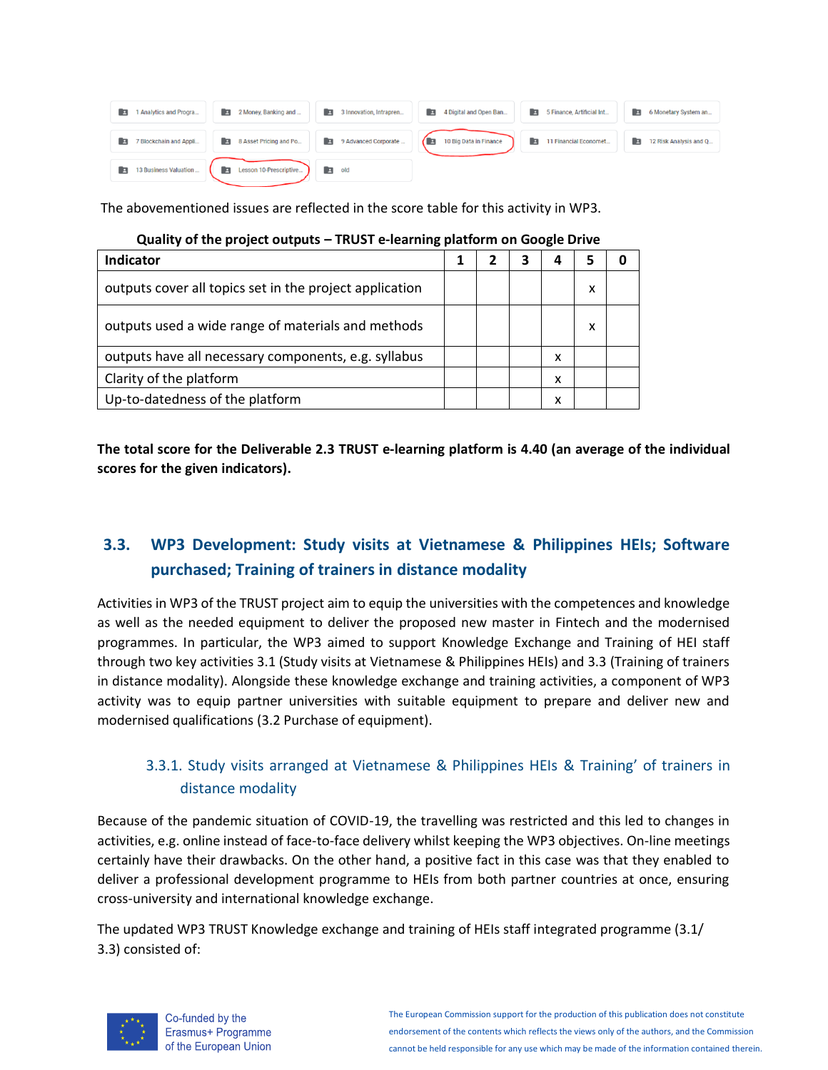The abovementioned issues are reflected in the score table for this activity in WP3.

**Quality of the project outputs – TRUST e-learning platform on Google Drive**

| Indicator | 1 | 2 | 3 | 4 | 5 | 0 |
|---|---|---|---|---|---|---|
| outputs cover all topics set in the project application | | | | | x | |
| outputs used a wide range of materials and methods | | | | | x | |
| outputs have all necessary components, e.g. syllabus | | | | x | | |
| Clarity of the platform | | | | x | | |
| Up-to-datedness of the platform | | | | x | | |

**The total score for the Deliverable 2.3 TRUST e-learning platform is 4.40 (an average of the individual scores for the given indicators).**

## 3.3. WP3 Development: Study visits at Vietnamese & Philippines HEIs; Software purchased; Training of trainers in distance modality

Activities in WP3 of the TRUST project aim to equip the universities with the competences and knowledge as well as the needed equipment to deliver the proposed new master in Fintech and the modernised programmes. In particular, the WP3 aimed to support Knowledge Exchange and Training of HEI staff through two key activities 3.1 (Study visits at Vietnamese & Philippines HEIs) and 3.3 (Training of trainers in distance modality). Alongside these knowledge exchange and training activities, a component of WP3 activity was to equip partner universities with suitable equipment to prepare and deliver new and modernised qualifications (3.2 Purchase of equipment).

### 3.3.1. Study visits arranged at Vietnamese & Philippines HEIs & Training' of trainers in distance modality

Because of the pandemic situation of COVID-19, the travelling was restricted and this led to changes in activities, e.g. online instead of face-to-face delivery whilst keeping the WP3 objectives. On-line meetings certainly have their drawbacks. On the other hand, a positive fact in this case was that they enabled to deliver a professional development programme to HEIs from both partner countries at once, ensuring cross-university and international knowledge exchange.

The updated WP3 TRUST Knowledge exchange and training of HEIs staff integrated programme (3.1/ 3.3) consisted of: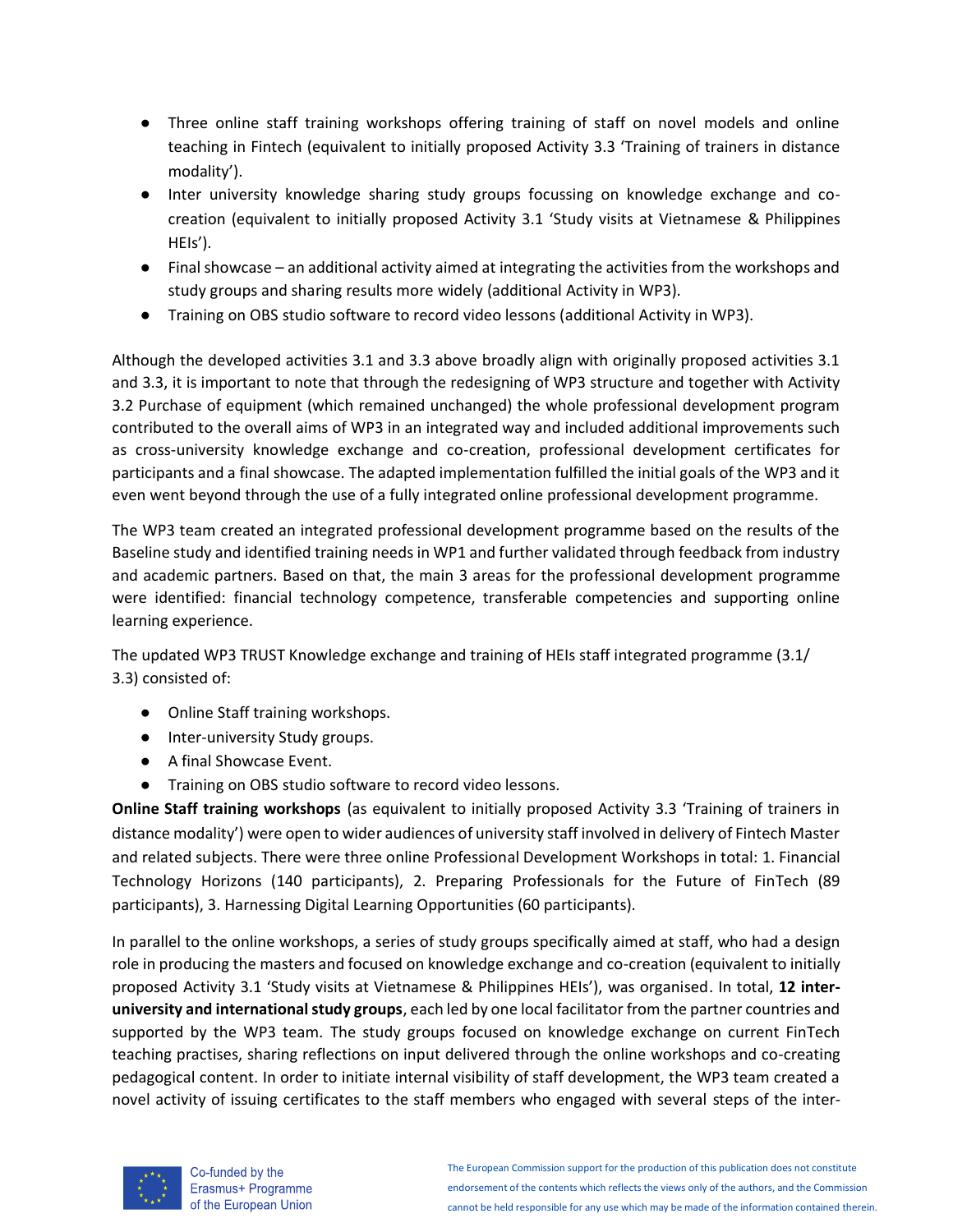- Three online staff training workshops offering training of staff on novel models and online teaching in Fintech (equivalent to initially proposed Activity 3.3 'Training of trainers in distance modality').
- Inter university knowledge sharing study groups focussing on knowledge exchange and co-creation (equivalent to initially proposed Activity 3.1 'Study visits at Vietnamese & Philippines HEIs').
- Final showcase – an additional activity aimed at integrating the activities from the workshops and study groups and sharing results more widely (additional Activity in WP3).
- Training on OBS studio software to record video lessons (additional Activity in WP3).

Although the developed activities 3.1 and 3.3 above broadly align with originally proposed activities 3.1 and 3.3, it is important to note that through the redesigning of WP3 structure and together with Activity 3.2 Purchase of equipment (which remained unchanged) the whole professional development program contributed to the overall aims of WP3 in an integrated way and included additional improvements such as cross-university knowledge exchange and co-creation, professional development certificates for participants and a final showcase. The adapted implementation fulfilled the initial goals of the WP3 and it even went beyond through the use of a fully integrated online professional development programme.

The WP3 team created an integrated professional development programme based on the results of the Baseline study and identified training needs in WP1 and further validated through feedback from industry and academic partners. Based on that, the main 3 areas for the professional development programme were identified: financial technology competence, transferable competencies and supporting online learning experience.

The updated WP3 TRUST Knowledge exchange and training of HEIs staff integrated programme (3.1/ 3.3) consisted of:

- Online Staff training workshops.
- Inter-university Study groups.
- A final Showcase Event.
- Training on OBS studio software to record video lessons.

**Online Staff training workshops** (as equivalent to initially proposed Activity 3.3 'Training of trainers in distance modality') were open to wider audiences of university staff involved in delivery of Fintech Master and related subjects. There were three online Professional Development Workshops in total: 1. Financial Technology Horizons (140 participants), 2. Preparing Professionals for the Future of FinTech (89 participants), 3. Harnessing Digital Learning Opportunities (60 participants).

In parallel to the online workshops, a series of study groups specifically aimed at staff, who had a design role in producing the masters and focused on knowledge exchange and co-creation (equivalent to initially proposed Activity 3.1 'Study visits at Vietnamese & Philippines HEIs'), was organised. In total, **12 inter-university and international study groups**, each led by one local facilitator from the partner countries and supported by the WP3 team. The study groups focused on knowledge exchange on current FinTech teaching practises, sharing reflections on input delivered through the online workshops and co-creating pedagogical content. In order to initiate internal visibility of staff development, the WP3 team created a novel activity of issuing certificates to the staff members who engaged with several steps of the inter-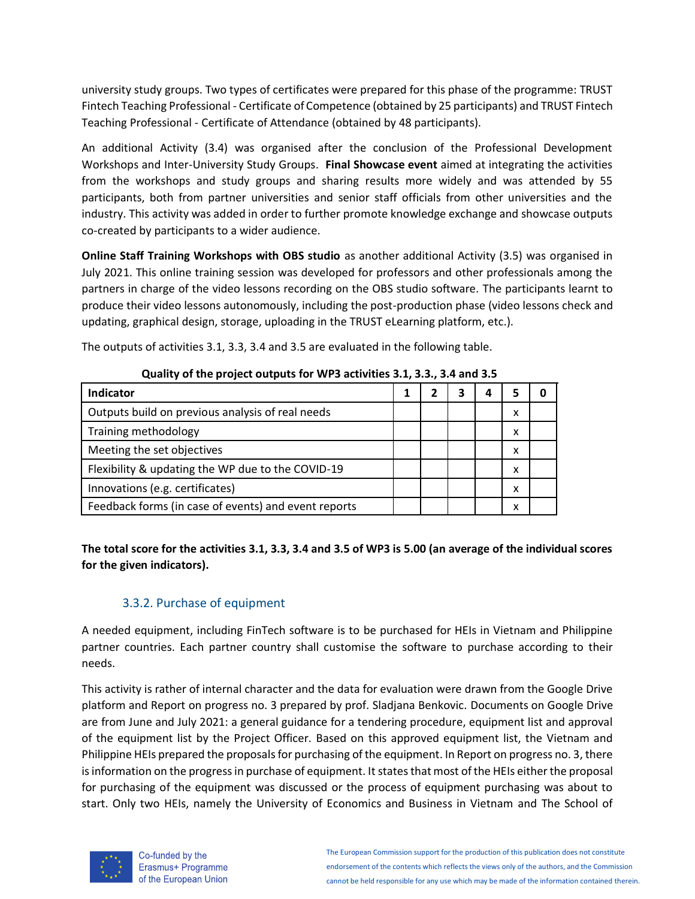university study groups. Two types of certificates were prepared for this phase of the programme: TRUST Fintech Teaching Professional - Certificate of Competence (obtained by 25 participants) and TRUST Fintech Teaching Professional - Certificate of Attendance (obtained by 48 participants).

An additional Activity (3.4) was organised after the conclusion of the Professional Development Workshops and Inter-University Study Groups. **Final Showcase event** aimed at integrating the activities from the workshops and study groups and sharing results more widely and was attended by 55 participants, both from partner universities and senior staff officials from other universities and the industry. This activity was added in order to further promote knowledge exchange and showcase outputs co-created by participants to a wider audience.

**Online Staff Training Workshops with OBS studio** as another additional Activity (3.5) was organised in July 2021. This online training session was developed for professors and other professionals among the partners in charge of the video lessons recording on the OBS studio software. The participants learnt to produce their video lessons autonomously, including the post-production phase (video lessons check and updating, graphical design, storage, uploading in the TRUST eLearning platform, etc.).

The outputs of activities 3.1, 3.3, 3.4 and 3.5 are evaluated in the following table.

**Quality of the project outputs for WP3 activities 3.1, 3.3., 3.4 and 3.5**

| Indicator | 1 | 2 | 3 | 4 | 5 | 0 |
|---|---|---|---|---|---|---|
| Outputs build on previous analysis of real needs | | | | | x | |
| Training methodology | | | | | x | |
| Meeting the set objectives | | | | | x | |
| Flexibility & updating the WP due to the COVID-19 | | | | | x | |
| Innovations (e.g. certificates) | | | | | x | |
| Feedback forms (in case of events) and event reports | | | | | x | |

**The total score for the activities 3.1, 3.3, 3.4 and 3.5 of WP3 is 5.00 (an average of the individual scores for the given indicators).**

### 3.3.2. Purchase of equipment

A needed equipment, including FinTech software is to be purchased for HEIs in Vietnam and Philippine partner countries. Each partner country shall customise the software to purchase according to their needs.

This activity is rather of internal character and the data for evaluation were drawn from the Google Drive platform and Report on progress no. 3 prepared by prof. Sladjana Benkovic. Documents on Google Drive are from June and July 2021: a general guidance for a tendering procedure, equipment list and approval of the equipment list by the Project Officer. Based on this approved equipment list, the Vietnam and Philippine HEIs prepared the proposals for purchasing of the equipment. In Report on progress no. 3, there is information on the progress in purchase of equipment. It states that most of the HEIs either the proposal for purchasing of the equipment was discussed or the process of equipment purchasing was about to start. Only two HEIs, namely the University of Economics and Business in Vietnam and The School of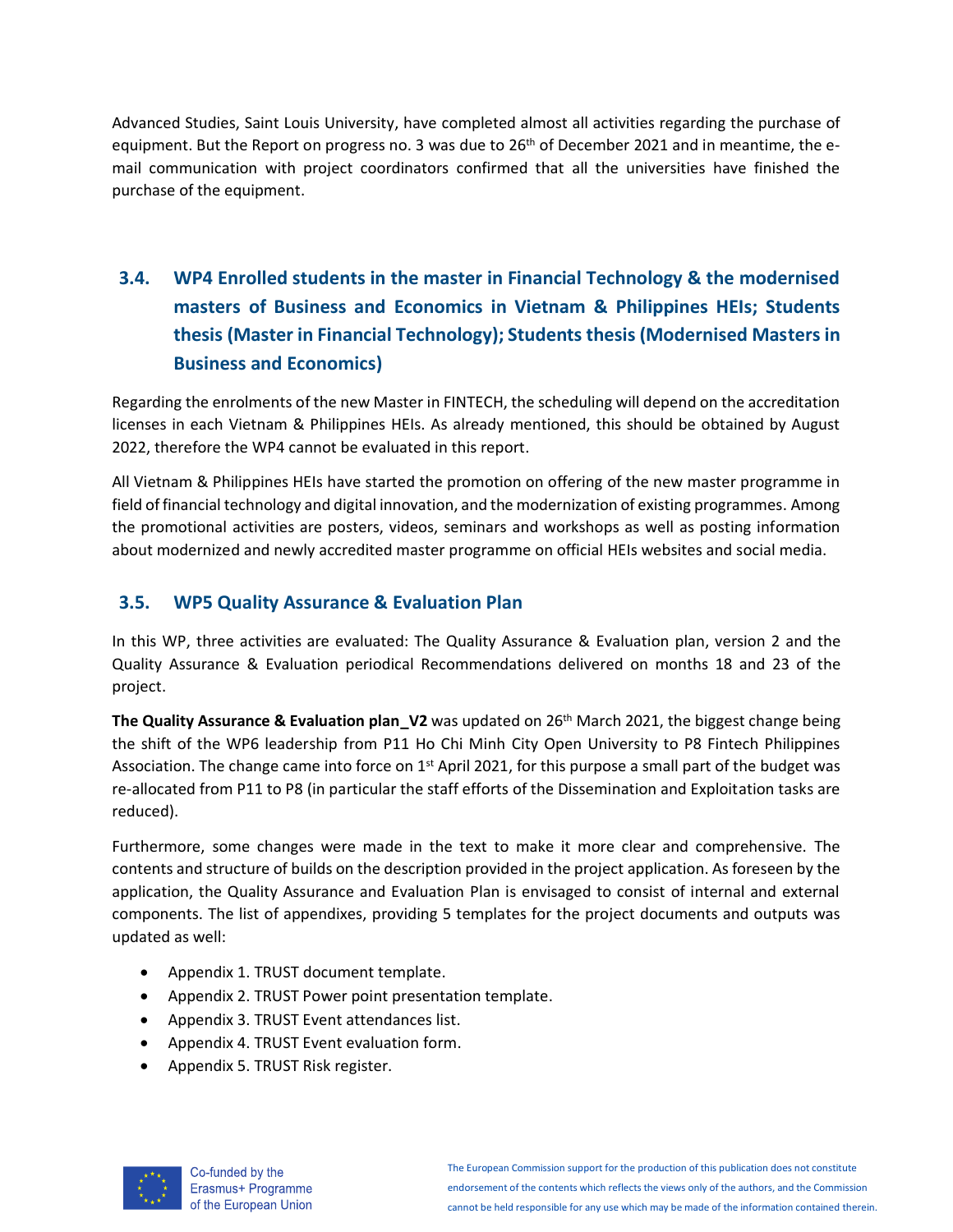Advanced Studies, Saint Louis University, have completed almost all activities regarding the purchase of equipment. But the Report on progress no. 3 was due to 26th of December 2021 and in meantime, the e-mail communication with project coordinators confirmed that all the universities have finished the purchase of the equipment.

## 3.4. WP4 Enrolled students in the master in Financial Technology & the modernised masters of Business and Economics in Vietnam & Philippines HEIs; Students thesis (Master in Financial Technology); Students thesis (Modernised Masters in Business and Economics)

Regarding the enrolments of the new Master in FINTECH, the scheduling will depend on the accreditation licenses in each Vietnam & Philippines HEIs. As already mentioned, this should be obtained by August 2022, therefore the WP4 cannot be evaluated in this report.

All Vietnam & Philippines HEIs have started the promotion on offering of the new master programme in field of financial technology and digital innovation, and the modernization of existing programmes. Among the promotional activities are posters, videos, seminars and workshops as well as posting information about modernized and newly accredited master programme on official HEIs websites and social media.

## 3.5. WP5 Quality Assurance & Evaluation Plan

In this WP, three activities are evaluated: The Quality Assurance & Evaluation plan, version 2 and the Quality Assurance & Evaluation periodical Recommendations delivered on months 18 and 23 of the project.

**The Quality Assurance & Evaluation plan_V2** was updated on 26th March 2021, the biggest change being the shift of the WP6 leadership from P11 Ho Chi Minh City Open University to P8 Fintech Philippines Association. The change came into force on 1st April 2021, for this purpose a small part of the budget was re-allocated from P11 to P8 (in particular the staff efforts of the Dissemination and Exploitation tasks are reduced).

Furthermore, some changes were made in the text to make it more clear and comprehensive. The contents and structure of builds on the description provided in the project application. As foreseen by the application, the Quality Assurance and Evaluation Plan is envisaged to consist of internal and external components. The list of appendixes, providing 5 templates for the project documents and outputs was updated as well:

- Appendix 1. TRUST document template.
- Appendix 2. TRUST Power point presentation template.
- Appendix 3. TRUST Event attendances list.
- Appendix 4. TRUST Event evaluation form.
- Appendix 5. TRUST Risk register.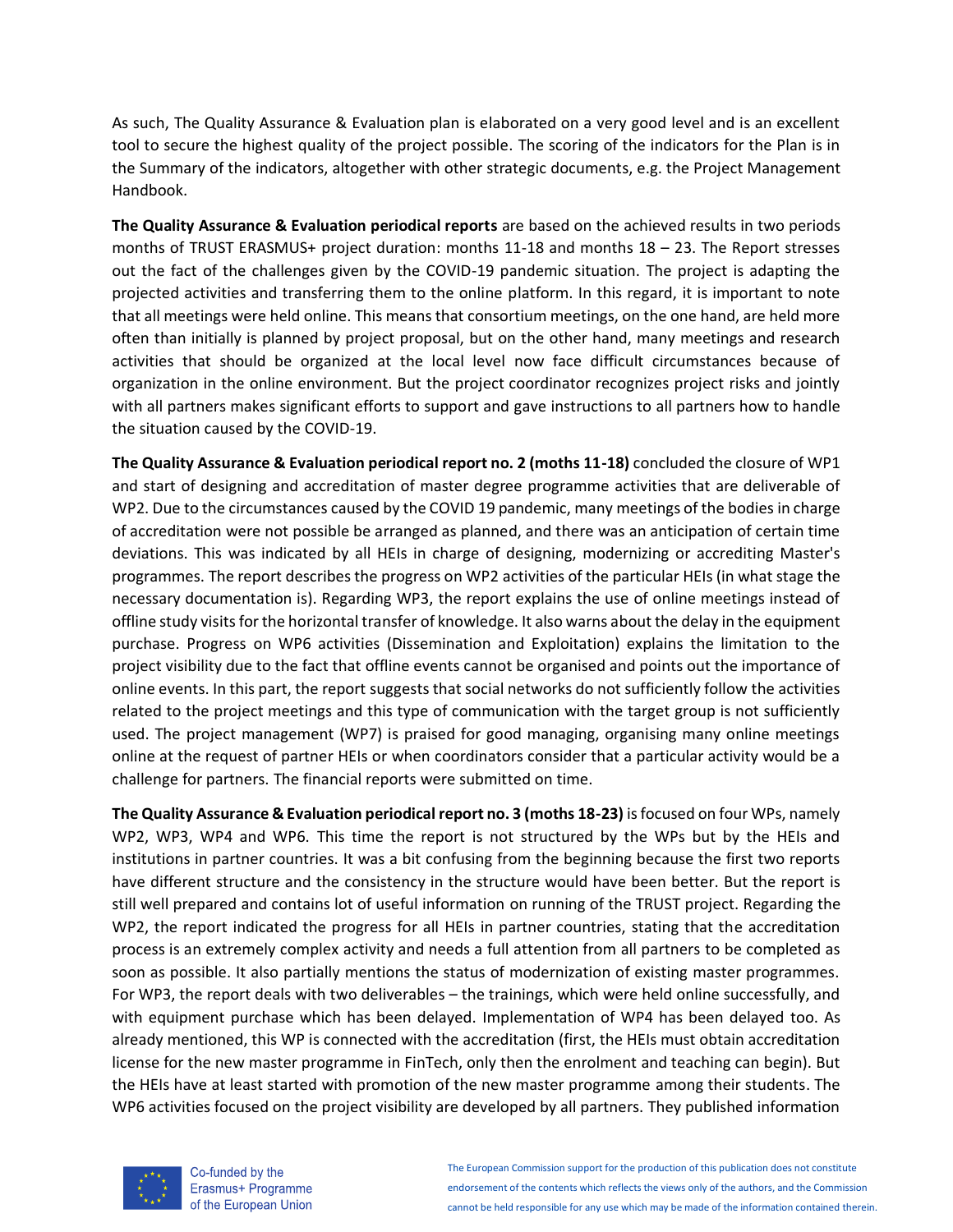As such, The Quality Assurance & Evaluation plan is elaborated on a very good level and is an excellent tool to secure the highest quality of the project possible. The scoring of the indicators for the Plan is in the Summary of the indicators, altogether with other strategic documents, e.g. the Project Management Handbook.

**The Quality Assurance & Evaluation periodical reports** are based on the achieved results in two periods months of TRUST ERASMUS+ project duration: months 11-18 and months 18 – 23. The Report stresses out the fact of the challenges given by the COVID-19 pandemic situation. The project is adapting the projected activities and transferring them to the online platform. In this regard, it is important to note that all meetings were held online. This means that consortium meetings, on the one hand, are held more often than initially is planned by project proposal, but on the other hand, many meetings and research activities that should be organized at the local level now face difficult circumstances because of organization in the online environment. But the project coordinator recognizes project risks and jointly with all partners makes significant efforts to support and gave instructions to all partners how to handle the situation caused by the COVID-19.

**The Quality Assurance & Evaluation periodical report no. 2 (moths 11-18)** concluded the closure of WP1 and start of designing and accreditation of master degree programme activities that are deliverable of WP2. Due to the circumstances caused by the COVID 19 pandemic, many meetings of the bodies in charge of accreditation were not possible be arranged as planned, and there was an anticipation of certain time deviations. This was indicated by all HEIs in charge of designing, modernizing or accrediting Master's programmes. The report describes the progress on WP2 activities of the particular HEIs (in what stage the necessary documentation is). Regarding WP3, the report explains the use of online meetings instead of offline study visits for the horizontal transfer of knowledge. It also warns about the delay in the equipment purchase. Progress on WP6 activities (Dissemination and Exploitation) explains the limitation to the project visibility due to the fact that offline events cannot be organised and points out the importance of online events. In this part, the report suggests that social networks do not sufficiently follow the activities related to the project meetings and this type of communication with the target group is not sufficiently used. The project management (WP7) is praised for good managing, organising many online meetings online at the request of partner HEIs or when coordinators consider that a particular activity would be a challenge for partners. The financial reports were submitted on time.

**The Quality Assurance & Evaluation periodical report no. 3 (moths 18-23)** is focused on four WPs, namely WP2, WP3, WP4 and WP6. This time the report is not structured by the WPs but by the HEIs and institutions in partner countries. It was a bit confusing from the beginning because the first two reports have different structure and the consistency in the structure would have been better. But the report is still well prepared and contains lot of useful information on running of the TRUST project. Regarding the WP2, the report indicated the progress for all HEIs in partner countries, stating that the accreditation process is an extremely complex activity and needs a full attention from all partners to be completed as soon as possible. It also partially mentions the status of modernization of existing master programmes. For WP3, the report deals with two deliverables – the trainings, which were held online successfully, and with equipment purchase which has been delayed. Implementation of WP4 has been delayed too. As already mentioned, this WP is connected with the accreditation (first, the HEIs must obtain accreditation license for the new master programme in FinTech, only then the enrolment and teaching can begin). But the HEIs have at least started with promotion of the new master programme among their students. The WP6 activities focused on the project visibility are developed by all partners. They published information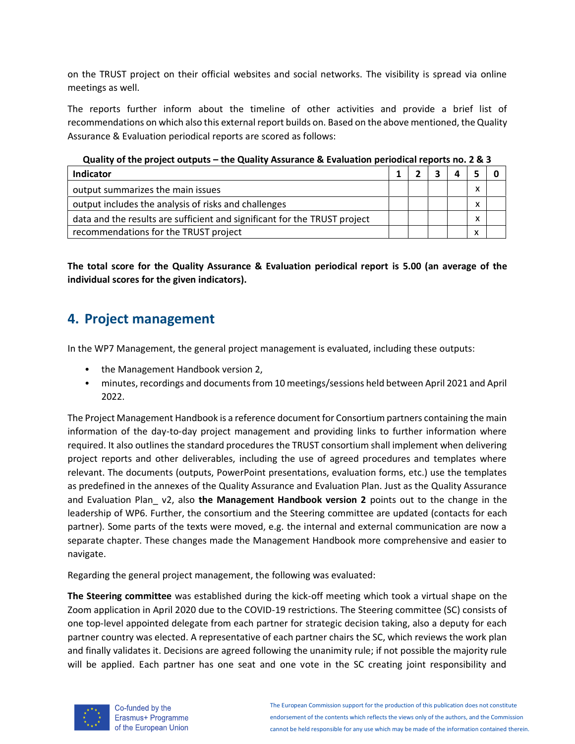on the TRUST project on their official websites and social networks. The visibility is spread via online meetings as well.

The reports further inform about the timeline of other activities and provide a brief list of recommendations on which also this external report builds on. Based on the above mentioned, the Quality Assurance & Evaluation periodical reports are scored as follows:

**Quality of the project outputs – the Quality Assurance & Evaluation periodical reports no. 2 & 3**

| Indicator | 1 | 2 | 3 | 4 | 5 | 0 |
|---|---|---|---|---|---|---|
| output summarizes the main issues | | | | | x | |
| output includes the analysis of risks and challenges | | | | | x | |
| data and the results are sufficient and significant for the TRUST project | | | | | x | |
| recommendations for the TRUST project | | | | | x | |

**The total score for the Quality Assurance & Evaluation periodical report is 5.00 (an average of the individual scores for the given indicators).**

## 4. Project management

In the WP7 Management, the general project management is evaluated, including these outputs:

- the Management Handbook version 2,
- minutes, recordings and documents from 10 meetings/sessions held between April 2021 and April 2022.

The Project Management Handbook is a reference document for Consortium partners containing the main information of the day-to-day project management and providing links to further information where required. It also outlines the standard procedures the TRUST consortium shall implement when delivering project reports and other deliverables, including the use of agreed procedures and templates where relevant. The documents (outputs, PowerPoint presentations, evaluation forms, etc.) use the templates as predefined in the annexes of the Quality Assurance and Evaluation Plan. Just as the Quality Assurance and Evaluation Plan_ v2, also **the Management Handbook version 2** points out to the change in the leadership of WP6. Further, the consortium and the Steering committee are updated (contacts for each partner). Some parts of the texts were moved, e.g. the internal and external communication are now a separate chapter. These changes made the Management Handbook more comprehensive and easier to navigate.

Regarding the general project management, the following was evaluated:

**The Steering committee** was established during the kick-off meeting which took a virtual shape on the Zoom application in April 2020 due to the COVID-19 restrictions. The Steering committee (SC) consists of one top-level appointed delegate from each partner for strategic decision taking, also a deputy for each partner country was elected. A representative of each partner chairs the SC, which reviews the work plan and finally validates it. Decisions are agreed following the unanimity rule; if not possible the majority rule will be applied. Each partner has one seat and one vote in the SC creating joint responsibility and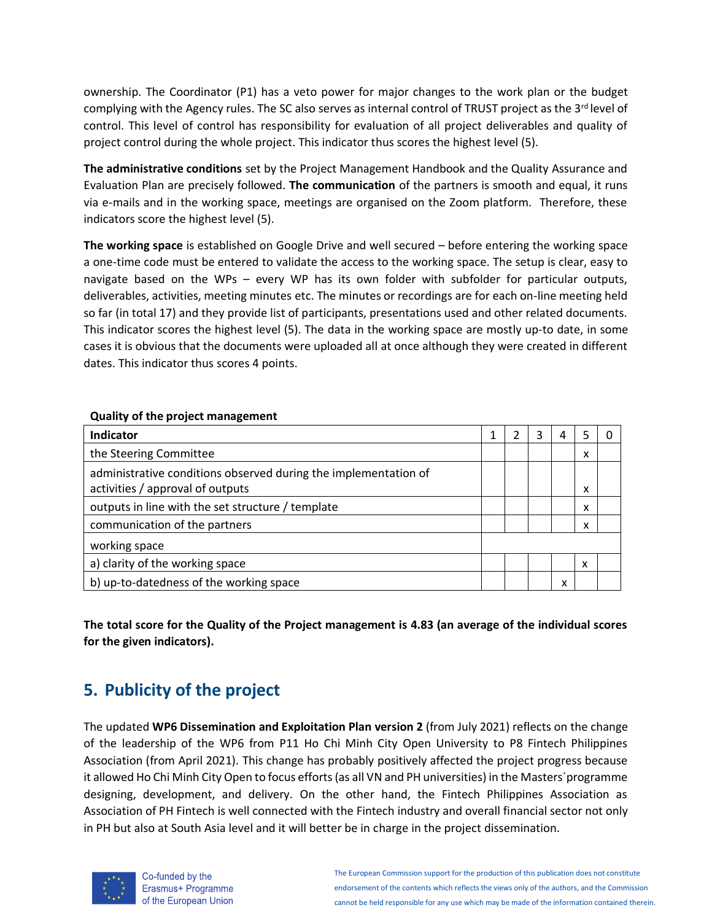ownership. The Coordinator (P1) has a veto power for major changes to the work plan or the budget complying with the Agency rules. The SC also serves as internal control of TRUST project as the 3rd level of control. This level of control has responsibility for evaluation of all project deliverables and quality of project control during the whole project. This indicator thus scores the highest level (5).

**The administrative conditions** set by the Project Management Handbook and the Quality Assurance and Evaluation Plan are precisely followed. **The communication** of the partners is smooth and equal, it runs via e-mails and in the working space, meetings are organised on the Zoom platform. Therefore, these indicators score the highest level (5).

**The working space** is established on Google Drive and well secured – before entering the working space a one-time code must be entered to validate the access to the working space. The setup is clear, easy to navigate based on the WPs – every WP has its own folder with subfolder for particular outputs, deliverables, activities, meeting minutes etc. The minutes or recordings are for each on-line meeting held so far (in total 17) and they provide list of participants, presentations used and other related documents. This indicator scores the highest level (5). The data in the working space are mostly up-to date, in some cases it is obvious that the documents were uploaded all at once although they were created in different dates. This indicator thus scores 4 points.

**Quality of the project management**

| Indicator | 1 | 2 | 3 | 4 | 5 | 0 |
|---|---|---|---|---|---|---|
| the Steering Committee | | | | | x | |
| administrative conditions observed during the implementation of activities / approval of outputs | | | | | x | |
| outputs in line with the set structure / template | | | | | x | |
| communication of the partners | | | | | x | |
| working space | | | | | | |
| a) clarity of the working space | | | | | x | |
| b) up-to-datedness of the working space | | | | x | | |

**The total score for the Quality of the Project management is 4.83 (an average of the individual scores for the given indicators).**

## 5. Publicity of the project

The updated **WP6 Dissemination and Exploitation Plan version 2** (from July 2021) reflects on the change of the leadership of the WP6 from P11 Ho Chi Minh City Open University to P8 Fintech Philippines Association (from April 2021). This change has probably positively affected the project progress because it allowed Ho Chi Minh City Open to focus efforts (as all VN and PH universities) in the Masters´programme designing, development, and delivery. On the other hand, the Fintech Philippines Association as Association of PH Fintech is well connected with the Fintech industry and overall financial sector not only in PH but also at South Asia level and it will better be in charge in the project dissemination.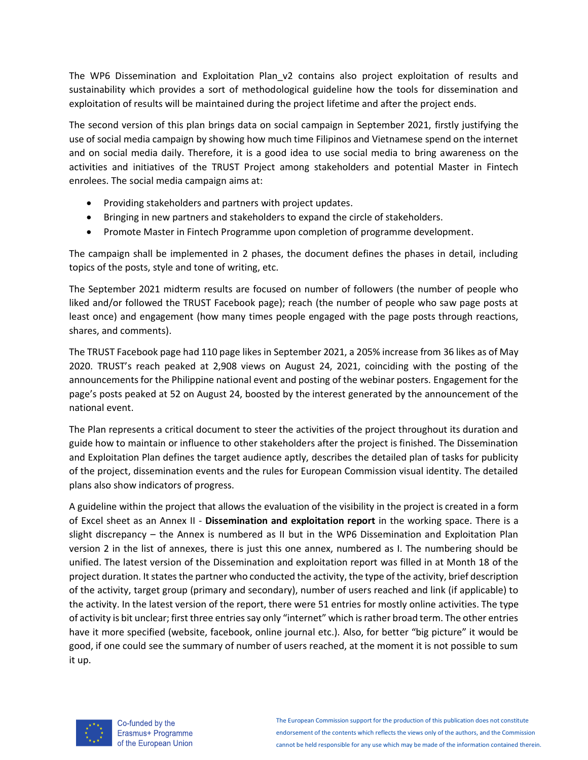The WP6 Dissemination and Exploitation Plan_v2 contains also project exploitation of results and sustainability which provides a sort of methodological guideline how the tools for dissemination and exploitation of results will be maintained during the project lifetime and after the project ends.

The second version of this plan brings data on social campaign in September 2021, firstly justifying the use of social media campaign by showing how much time Filipinos and Vietnamese spend on the internet and on social media daily. Therefore, it is a good idea to use social media to bring awareness on the activities and initiatives of the TRUST Project among stakeholders and potential Master in Fintech enrolees. The social media campaign aims at:

- Providing stakeholders and partners with project updates.
- Bringing in new partners and stakeholders to expand the circle of stakeholders.
- Promote Master in Fintech Programme upon completion of programme development.

The campaign shall be implemented in 2 phases, the document defines the phases in detail, including topics of the posts, style and tone of writing, etc.

The September 2021 midterm results are focused on number of followers (the number of people who liked and/or followed the TRUST Facebook page); reach (the number of people who saw page posts at least once) and engagement (how many times people engaged with the page posts through reactions, shares, and comments).

The TRUST Facebook page had 110 page likes in September 2021, a 205% increase from 36 likes as of May 2020. TRUST's reach peaked at 2,908 views on August 24, 2021, coinciding with the posting of the announcements for the Philippine national event and posting of the webinar posters. Engagement for the page's posts peaked at 52 on August 24, boosted by the interest generated by the announcement of the national event.

The Plan represents a critical document to steer the activities of the project throughout its duration and guide how to maintain or influence to other stakeholders after the project is finished. The Dissemination and Exploitation Plan defines the target audience aptly, describes the detailed plan of tasks for publicity of the project, dissemination events and the rules for European Commission visual identity. The detailed plans also show indicators of progress.

A guideline within the project that allows the evaluation of the visibility in the project is created in a form of Excel sheet as an Annex II - **Dissemination and exploitation report** in the working space. There is a slight discrepancy – the Annex is numbered as II but in the WP6 Dissemination and Exploitation Plan version 2 in the list of annexes, there is just this one annex, numbered as I. The numbering should be unified. The latest version of the Dissemination and exploitation report was filled in at Month 18 of the project duration. It states the partner who conducted the activity, the type of the activity, brief description of the activity, target group (primary and secondary), number of users reached and link (if applicable) to the activity. In the latest version of the report, there were 51 entries for mostly online activities. The type of activity is bit unclear; first three entries say only "internet" which is rather broad term. The other entries have it more specified (website, facebook, online journal etc.). Also, for better "big picture" it would be good, if one could see the summary of number of users reached, at the moment it is not possible to sum it up.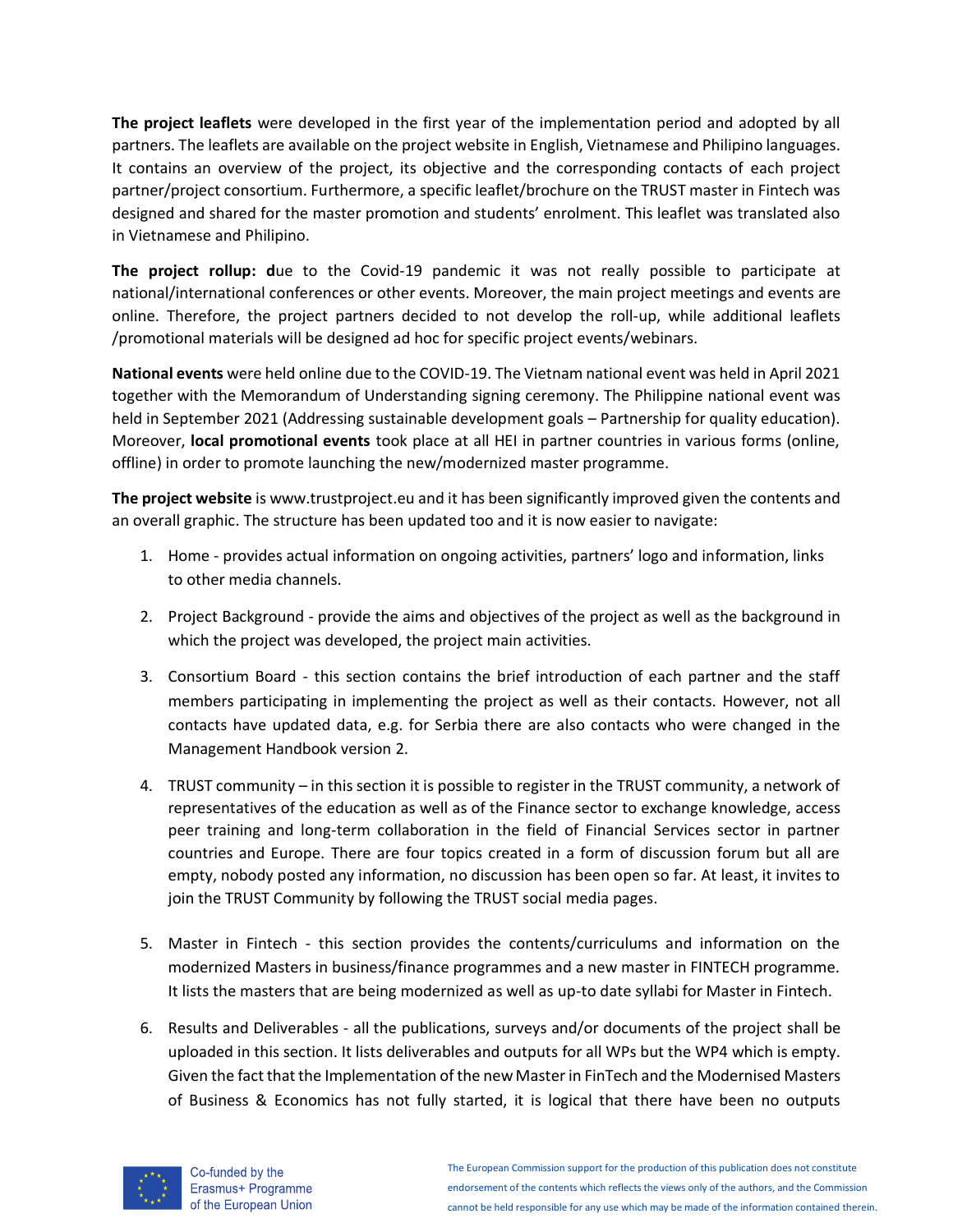**The project leaflets** were developed in the first year of the implementation period and adopted by all partners. The leaflets are available on the project website in English, Vietnamese and Philipino languages. It contains an overview of the project, its objective and the corresponding contacts of each project partner/project consortium. Furthermore, a specific leaflet/brochure on the TRUST master in Fintech was designed and shared for the master promotion and students' enrolment. This leaflet was translated also in Vietnamese and Philipino.

**The project rollup: d**ue to the Covid-19 pandemic it was not really possible to participate at national/international conferences or other events. Moreover, the main project meetings and events are online. Therefore, the project partners decided to not develop the roll-up, while additional leaflets /promotional materials will be designed ad hoc for specific project events/webinars.

**National events** were held online due to the COVID-19. The Vietnam national event was held in April 2021 together with the Memorandum of Understanding signing ceremony. The Philippine national event was held in September 2021 (Addressing sustainable development goals – Partnership for quality education). Moreover, **local promotional events** took place at all HEI in partner countries in various forms (online, offline) in order to promote launching the new/modernized master programme.

**The project website** is www.trustproject.eu and it has been significantly improved given the contents and an overall graphic. The structure has been updated too and it is now easier to navigate:

1. Home - provides actual information on ongoing activities, partners' logo and information, links to other media channels.
2. Project Background - provide the aims and objectives of the project as well as the background in which the project was developed, the project main activities.
3. Consortium Board - this section contains the brief introduction of each partner and the staff members participating in implementing the project as well as their contacts. However, not all contacts have updated data, e.g. for Serbia there are also contacts who were changed in the Management Handbook version 2.
4. TRUST community – in this section it is possible to register in the TRUST community, a network of representatives of the education as well as of the Finance sector to exchange knowledge, access peer training and long-term collaboration in the field of Financial Services sector in partner countries and Europe. There are four topics created in a form of discussion forum but all are empty, nobody posted any information, no discussion has been open so far. At least, it invites to join the TRUST Community by following the TRUST social media pages.
5. Master in Fintech - this section provides the contents/curriculums and information on the modernized Masters in business/finance programmes and a new master in FINTECH programme. It lists the masters that are being modernized as well as up-to date syllabi for Master in Fintech.
6. Results and Deliverables - all the publications, surveys and/or documents of the project shall be uploaded in this section. It lists deliverables and outputs for all WPs but the WP4 which is empty. Given the fact that the Implementation of the new Master in FinTech and the Modernised Masters of Business & Economics has not fully started, it is logical that there have been no outputs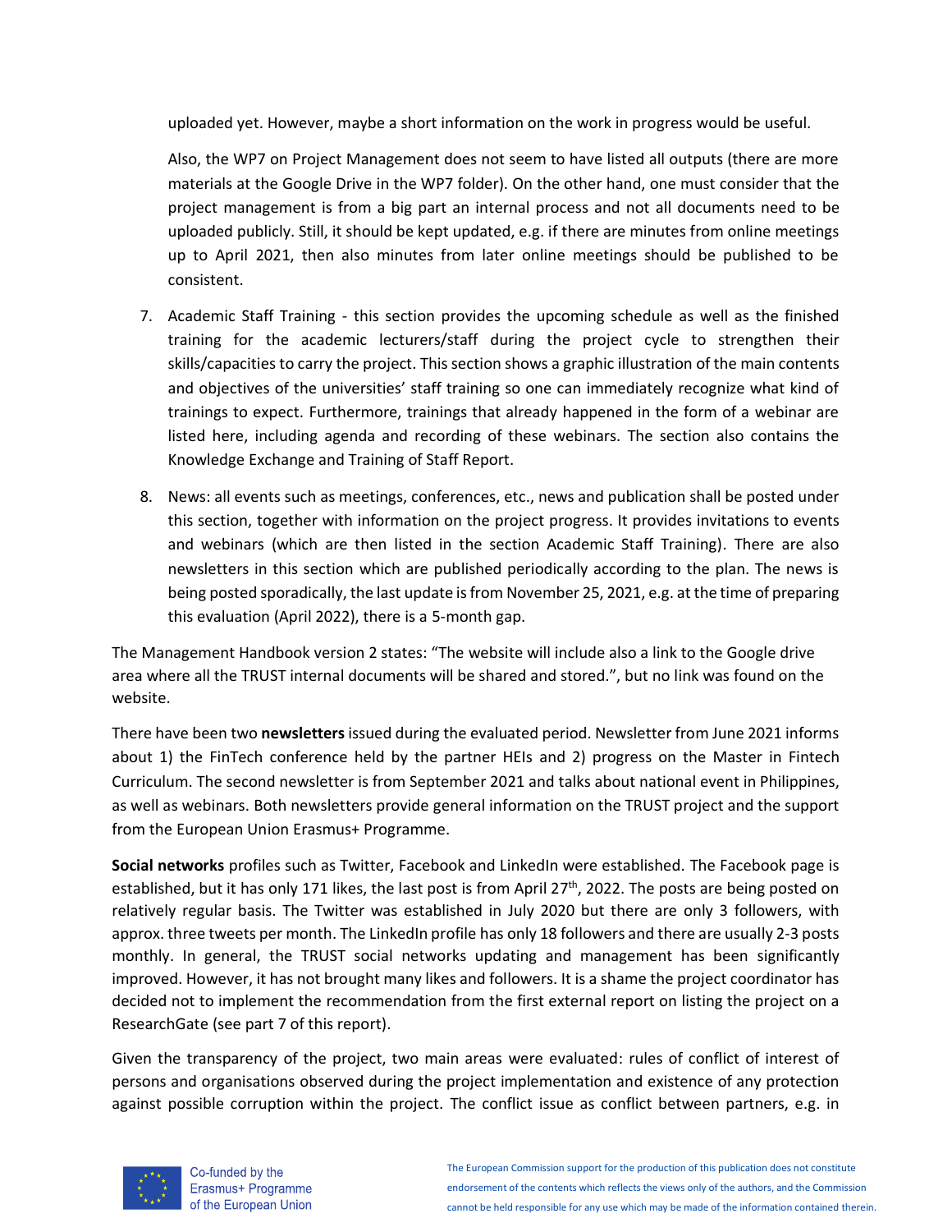uploaded yet. However, maybe a short information on the work in progress would be useful.

Also, the WP7 on Project Management does not seem to have listed all outputs (there are more materials at the Google Drive in the WP7 folder). On the other hand, one must consider that the project management is from a big part an internal process and not all documents need to be uploaded publicly. Still, it should be kept updated, e.g. if there are minutes from online meetings up to April 2021, then also minutes from later online meetings should be published to be consistent.

7. Academic Staff Training - this section provides the upcoming schedule as well as the finished training for the academic lecturers/staff during the project cycle to strengthen their skills/capacities to carry the project. This section shows a graphic illustration of the main contents and objectives of the universities' staff training so one can immediately recognize what kind of trainings to expect. Furthermore, trainings that already happened in the form of a webinar are listed here, including agenda and recording of these webinars. The section also contains the Knowledge Exchange and Training of Staff Report.
8. News: all events such as meetings, conferences, etc., news and publication shall be posted under this section, together with information on the project progress. It provides invitations to events and webinars (which are then listed in the section Academic Staff Training). There are also newsletters in this section which are published periodically according to the plan. The news is being posted sporadically, the last update is from November 25, 2021, e.g. at the time of preparing this evaluation (April 2022), there is a 5-month gap.

The Management Handbook version 2 states: "The website will include also a link to the Google drive area where all the TRUST internal documents will be shared and stored.", but no link was found on the website.

There have been two **newsletters** issued during the evaluated period. Newsletter from June 2021 informs about 1) the FinTech conference held by the partner HEIs and 2) progress on the Master in Fintech Curriculum. The second newsletter is from September 2021 and talks about national event in Philippines, as well as webinars. Both newsletters provide general information on the TRUST project and the support from the European Union Erasmus+ Programme.

**Social networks** profiles such as Twitter, Facebook and LinkedIn were established. The Facebook page is established, but it has only 171 likes, the last post is from April 27th, 2022. The posts are being posted on relatively regular basis. The Twitter was established in July 2020 but there are only 3 followers, with approx. three tweets per month. The LinkedIn profile has only 18 followers and there are usually 2-3 posts monthly. In general, the TRUST social networks updating and management has been significantly improved. However, it has not brought many likes and followers. It is a shame the project coordinator has decided not to implement the recommendation from the first external report on listing the project on a ResearchGate (see part 7 of this report).

Given the transparency of the project, two main areas were evaluated: rules of conflict of interest of persons and organisations observed during the project implementation and existence of any protection against possible corruption within the project. The conflict issue as conflict between partners, e.g. in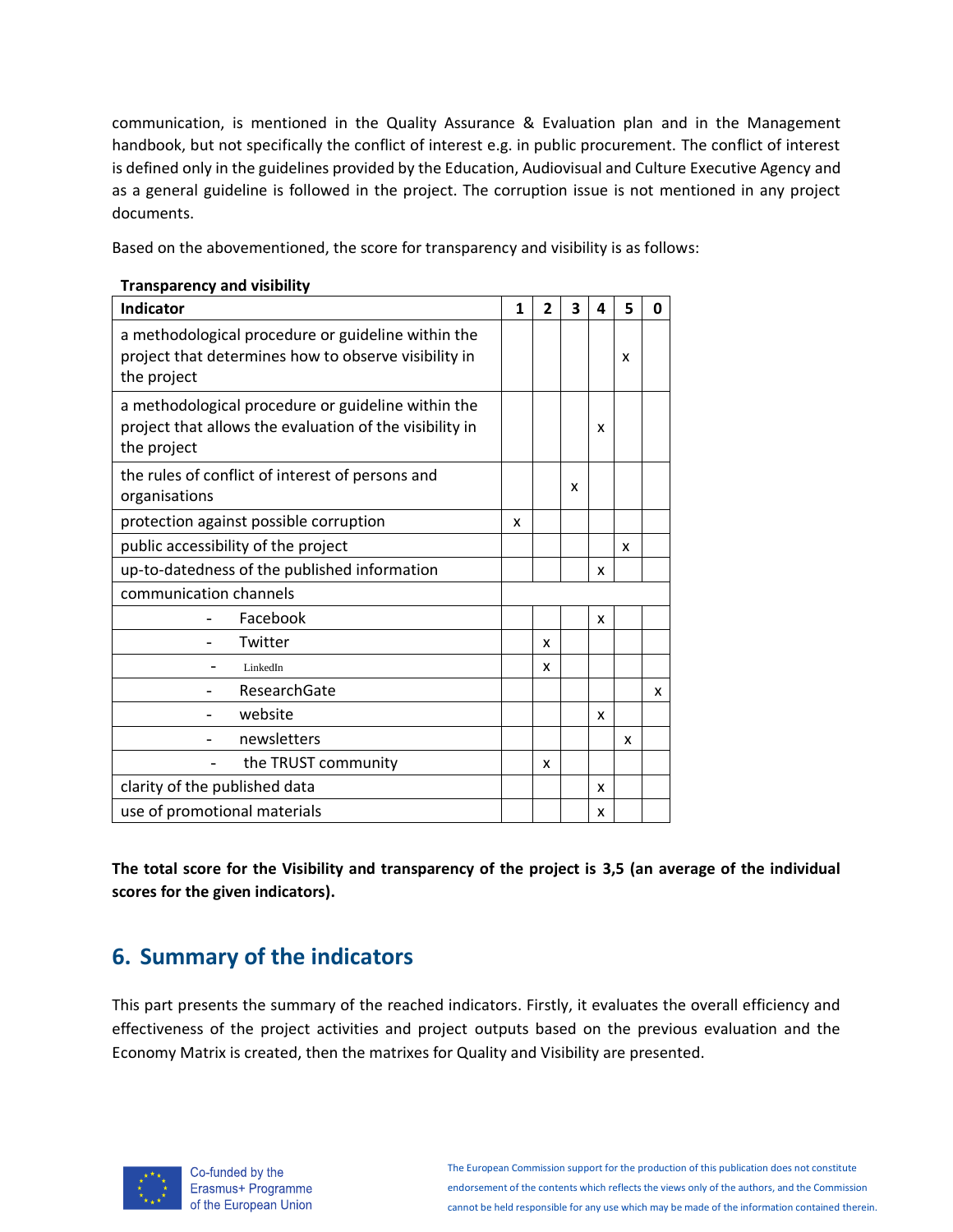communication, is mentioned in the Quality Assurance & Evaluation plan and in the Management handbook, but not specifically the conflict of interest e.g. in public procurement. The conflict of interest is defined only in the guidelines provided by the Education, Audiovisual and Culture Executive Agency and as a general guideline is followed in the project. The corruption issue is not mentioned in any project documents.

Based on the abovementioned, the score for transparency and visibility is as follows:

**Transparency and visibility**

| Indicator | 1 | 2 | 3 | 4 | 5 | 0 |
|---|---|---|---|---|---|---|
| a methodological procedure or guideline within the project that determines how to observe visibility in the project | | | | | x | |
| a methodological procedure or guideline within the project that allows the evaluation of the visibility in the project | | | | x | | |
| the rules of conflict of interest of persons and organisations | | | x | | | |
| protection against possible corruption | x | | | | | |
| public accessibility of the project | | | | | x | |
| up-to-datedness of the published information | | | | x | | |
| communication channels | | | | | | |
| - Facebook | | | | x | | |
| - Twitter | | x | | | | |
| - LinkedIn | | x | | | | |
| - ResearchGate | | | | | | x |
| - website | | | | x | | |
| - newsletters | | | | | x | |
| - the TRUST community | | x | | | | |
| clarity of the published data | | | | x | | |
| use of promotional materials | | | | x | | |

**The total score for the Visibility and transparency of the project is 3,5 (an average of the individual scores for the given indicators).**

## 6. Summary of the indicators

This part presents the summary of the reached indicators. Firstly, it evaluates the overall efficiency and effectiveness of the project activities and project outputs based on the previous evaluation and the Economy Matrix is created, then the matrixes for Quality and Visibility are presented.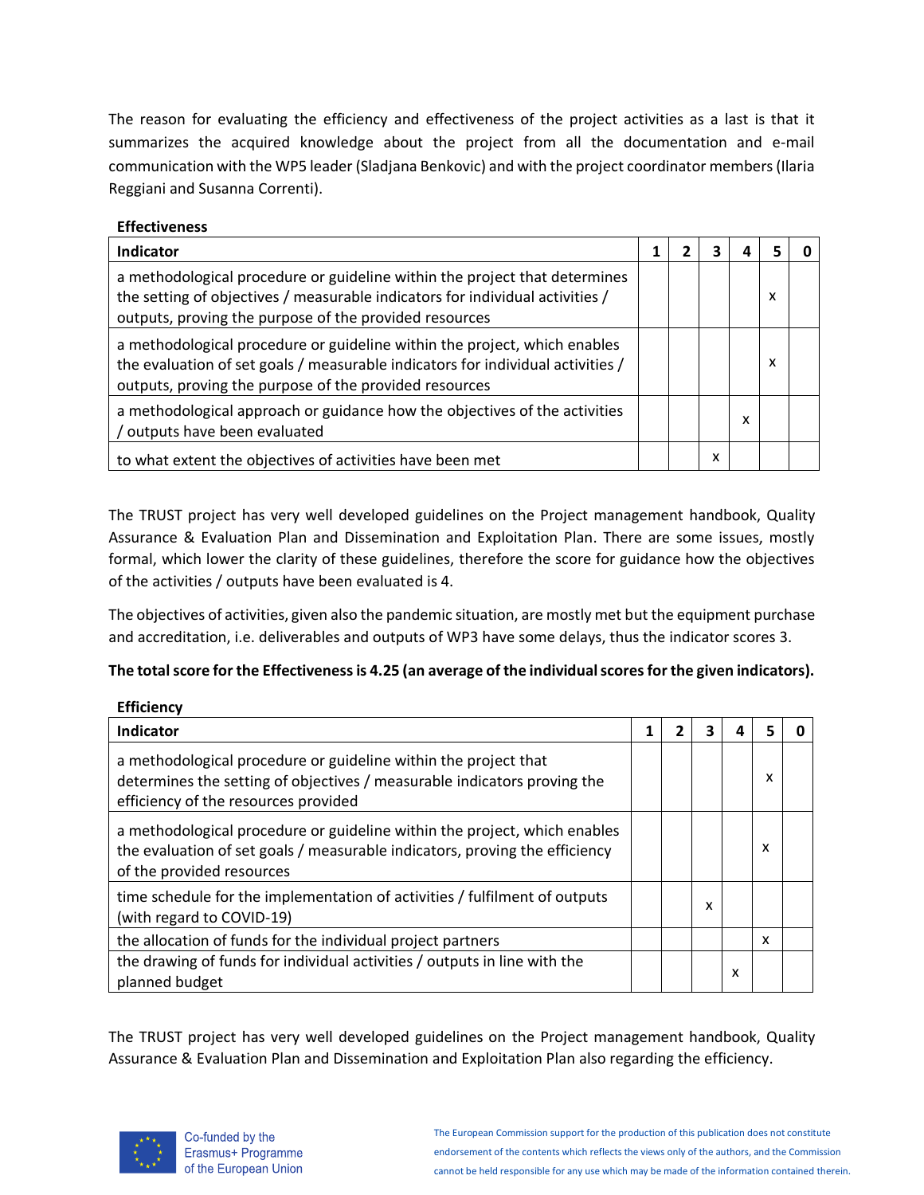The reason for evaluating the efficiency and effectiveness of the project activities as a last is that it summarizes the acquired knowledge about the project from all the documentation and e-mail communication with the WP5 leader (Sladjana Benkovic) and with the project coordinator members (Ilaria Reggiani and Susanna Correnti).

**Effectiveness**

| Indicator | 1 | 2 | 3 | 4 | 5 | 0 |
|---|---|---|---|---|---|---|
| a methodological procedure or guideline within the project that determines the setting of objectives / measurable indicators for individual activities / outputs, proving the purpose of the provided resources | | | | | x | |
| a methodological procedure or guideline within the project, which enables the evaluation of set goals / measurable indicators for individual activities / outputs, proving the purpose of the provided resources | | | | | x | |
| a methodological approach or guidance how the objectives of the activities / outputs have been evaluated | | | | x | | |
| to what extent the objectives of activities have been met | | | x | | | |

The TRUST project has very well developed guidelines on the Project management handbook, Quality Assurance & Evaluation Plan and Dissemination and Exploitation Plan. There are some issues, mostly formal, which lower the clarity of these guidelines, therefore the score for guidance how the objectives of the activities / outputs have been evaluated is 4.

The objectives of activities, given also the pandemic situation, are mostly met but the equipment purchase and accreditation, i.e. deliverables and outputs of WP3 have some delays, thus the indicator scores 3.

**The total score for the Effectiveness is 4.25 (an average of the individual scores for the given indicators).**

**Efficiency**

| Indicator | 1 | 2 | 3 | 4 | 5 | 0 |
|---|---|---|---|---|---|---|
| a methodological procedure or guideline within the project that determines the setting of objectives / measurable indicators proving the efficiency of the resources provided | | | | | x | |
| a methodological procedure or guideline within the project, which enables the evaluation of set goals / measurable indicators, proving the efficiency of the provided resources | | | | | x | |
| time schedule for the implementation of activities / fulfilment of outputs (with regard to COVID-19) | | | x | | | |
| the allocation of funds for the individual project partners | | | | | x | |
| the drawing of funds for individual activities / outputs in line with the planned budget | | | | x | | |

The TRUST project has very well developed guidelines on the Project management handbook, Quality Assurance & Evaluation Plan and Dissemination and Exploitation Plan also regarding the efficiency.

Co-funded by the Erasmus+ Programme of the European Union

The European Commission support for the production of this publication does not constitute endorsement of the contents which reflects the views only of the authors, and the Commission cannot be held responsible for any use which may be made of the information contained therein.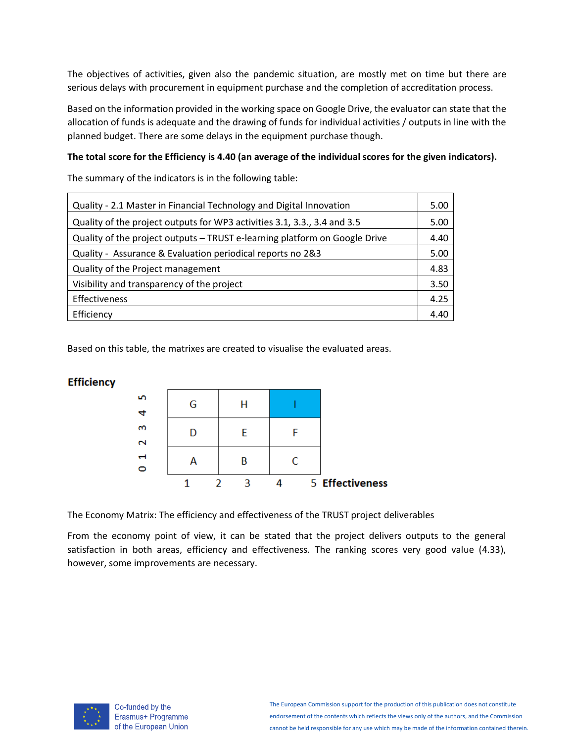The objectives of activities, given also the pandemic situation, are mostly met on time but there are serious delays with procurement in equipment purchase and the completion of accreditation process.

Based on the information provided in the working space on Google Drive, the evaluator can state that the allocation of funds is adequate and the drawing of funds for individual activities / outputs in line with the planned budget. There are some delays in the equipment purchase though.

**The total score for the Efficiency is 4.40 (an average of the individual scores for the given indicators).**

The summary of the indicators is in the following table:

| Indicator | Score |
|---|---|
| Quality - 2.1 Master in Financial Technology and Digital Innovation | 5.00 |
| Quality of the project outputs for WP3 activities 3.1, 3.3., 3.4 and 3.5 | 5.00 |
| Quality of the project outputs – TRUST e-learning platform on Google Drive | 4.40 |
| Quality - Assurance & Evaluation periodical reports no 2&3 | 5.00 |
| Quality of the Project management | 4.83 |
| Visibility and transparency of the project | 3.50 |
| Effectiveness | 4.25 |
| Efficiency | 4.40 |

Based on this table, the matrixes are created to visualise the evaluated areas.

**Efficiency** (vertical axis: 0 1 2 3 4 5)

| | | |
|---|---|---|
| G | H | I |
| D | E | F |
| A | B | C |

1 2 3 4 5 **Effectiveness**

The Economy Matrix: The efficiency and effectiveness of the TRUST project deliverables

From the economy point of view, it can be stated that the project delivers outputs to the general satisfaction in both areas, efficiency and effectiveness. The ranking scores very good value (4.33), however, some improvements are necessary.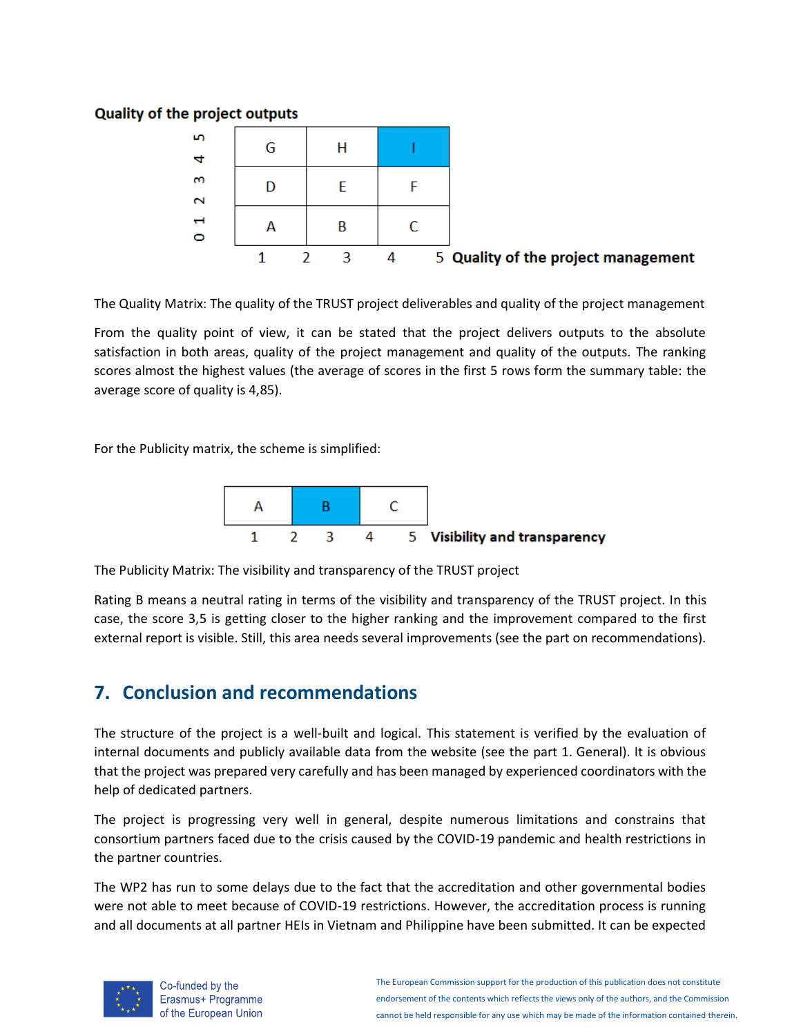**Quality of the project outputs**

| | | | |
|---|---|---|---|
| 5 / 4 | G | H | I |
| 3 / 2 | D | E | F |
| 1 / 0 | A | B | C |
| | 1 &nbsp; 2 | 3 &nbsp; 4 | 5 **Quality of the project management** |

The Quality Matrix: The quality of the TRUST project deliverables and quality of the project management

From the quality point of view, it can be stated that the project delivers outputs to the absolute satisfaction in both areas, quality of the project management and quality of the outputs. The ranking scores almost the highest values (the average of scores in the first 5 rows form the summary table: the average score of quality is 4,85).

For the Publicity matrix, the scheme is simplified:

| A | B | C |
|---|---|---|
| 1 &nbsp; 2 | 3 &nbsp; 4 | 5 **Visibility and transparency** |

The Publicity Matrix: The visibility and transparency of the TRUST project

Rating B means a neutral rating in terms of the visibility and transparency of the TRUST project. In this case, the score 3,5 is getting closer to the higher ranking and the improvement compared to the first external report is visible. Still, this area needs several improvements (see the part on recommendations).

## 7. Conclusion and recommendations

The structure of the project is a well-built and logical. This statement is verified by the evaluation of internal documents and publicly available data from the website (see the part 1. General). It is obvious that the project was prepared very carefully and has been managed by experienced coordinators with the help of dedicated partners.

The project is progressing very well in general, despite numerous limitations and constrains that consortium partners faced due to the crisis caused by the COVID-19 pandemic and health restrictions in the partner countries.

The WP2 has run to some delays due to the fact that the accreditation and other governmental bodies were not able to meet because of COVID-19 restrictions. However, the accreditation process is running and all documents at all partner HEIs in Vietnam and Philippine have been submitted. It can be expected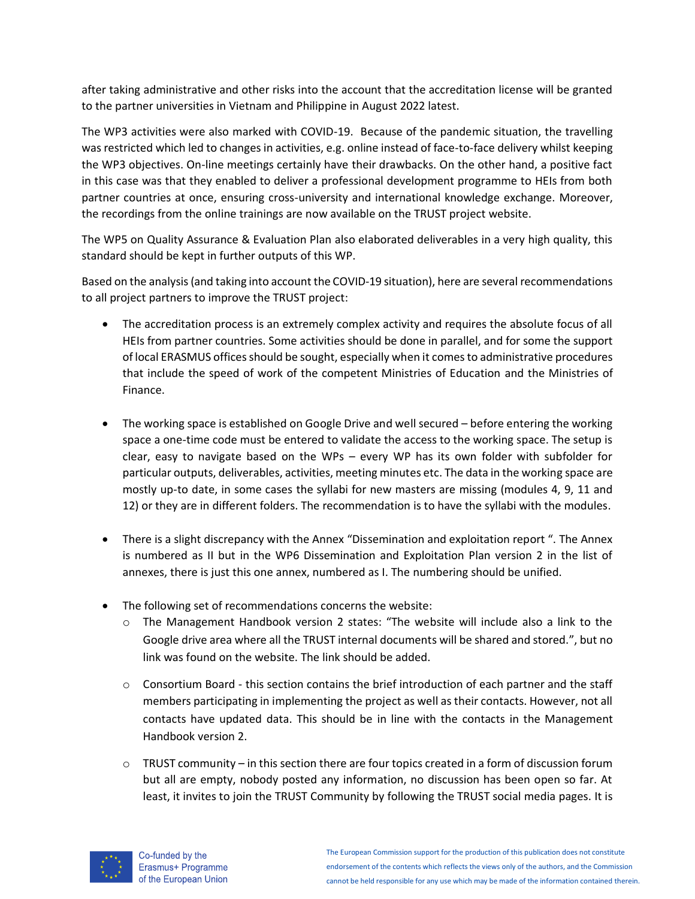after taking administrative and other risks into the account that the accreditation license will be granted to the partner universities in Vietnam and Philippine in August 2022 latest.

The WP3 activities were also marked with COVID-19. Because of the pandemic situation, the travelling was restricted which led to changes in activities, e.g. online instead of face-to-face delivery whilst keeping the WP3 objectives. On-line meetings certainly have their drawbacks. On the other hand, a positive fact in this case was that they enabled to deliver a professional development programme to HEIs from both partner countries at once, ensuring cross-university and international knowledge exchange. Moreover, the recordings from the online trainings are now available on the TRUST project website.

The WP5 on Quality Assurance & Evaluation Plan also elaborated deliverables in a very high quality, this standard should be kept in further outputs of this WP.

Based on the analysis (and taking into account the COVID-19 situation), here are several recommendations to all project partners to improve the TRUST project:

- The accreditation process is an extremely complex activity and requires the absolute focus of all HEIs from partner countries. Some activities should be done in parallel, and for some the support of local ERASMUS offices should be sought, especially when it comes to administrative procedures that include the speed of work of the competent Ministries of Education and the Ministries of Finance.

- The working space is established on Google Drive and well secured – before entering the working space a one-time code must be entered to validate the access to the working space. The setup is clear, easy to navigate based on the WPs – every WP has its own folder with subfolder for particular outputs, deliverables, activities, meeting minutes etc. The data in the working space are mostly up-to date, in some cases the syllabi for new masters are missing (modules 4, 9, 11 and 12) or they are in different folders. The recommendation is to have the syllabi with the modules.

- There is a slight discrepancy with the Annex "Dissemination and exploitation report ". The Annex is numbered as II but in the WP6 Dissemination and Exploitation Plan version 2 in the list of annexes, there is just this one annex, numbered as I. The numbering should be unified.

- The following set of recommendations concerns the website:
  - The Management Handbook version 2 states: "The website will include also a link to the Google drive area where all the TRUST internal documents will be shared and stored.", but no link was found on the website. The link should be added.
  - Consortium Board - this section contains the brief introduction of each partner and the staff members participating in implementing the project as well as their contacts. However, not all contacts have updated data. This should be in line with the contacts in the Management Handbook version 2.
  - TRUST community – in this section there are four topics created in a form of discussion forum but all are empty, nobody posted any information, no discussion has been open so far. At least, it invites to join the TRUST Community by following the TRUST social media pages. It is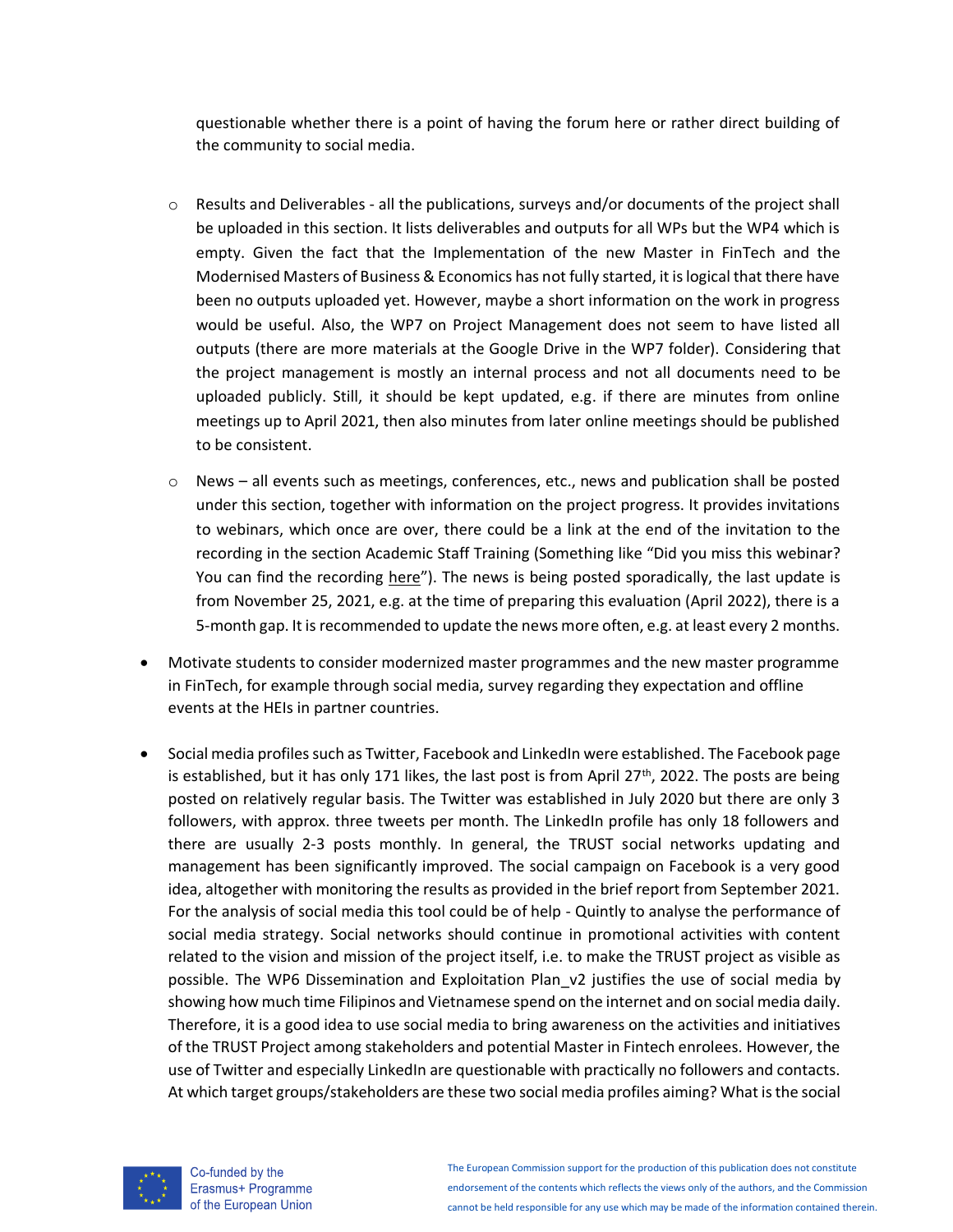questionable whether there is a point of having the forum here or rather direct building of the community to social media.

- Results and Deliverables - all the publications, surveys and/or documents of the project shall be uploaded in this section. It lists deliverables and outputs for all WPs but the WP4 which is empty. Given the fact that the Implementation of the new Master in FinTech and the Modernised Masters of Business & Economics has not fully started, it is logical that there have been no outputs uploaded yet. However, maybe a short information on the work in progress would be useful. Also, the WP7 on Project Management does not seem to have listed all outputs (there are more materials at the Google Drive in the WP7 folder). Considering that the project management is mostly an internal process and not all documents need to be uploaded publicly. Still, it should be kept updated, e.g. if there are minutes from online meetings up to April 2021, then also minutes from later online meetings should be published to be consistent.

- News – all events such as meetings, conferences, etc., news and publication shall be posted under this section, together with information on the project progress. It provides invitations to webinars, which once are over, there could be a link at the end of the invitation to the recording in the section Academic Staff Training (Something like "Did you miss this webinar? You can find the recording here"). The news is being posted sporadically, the last update is from November 25, 2021, e.g. at the time of preparing this evaluation (April 2022), there is a 5-month gap. It is recommended to update the news more often, e.g. at least every 2 months.

- Motivate students to consider modernized master programmes and the new master programme in FinTech, for example through social media, survey regarding they expectation and offline events at the HEIs in partner countries.

- Social media profiles such as Twitter, Facebook and LinkedIn were established. The Facebook page is established, but it has only 171 likes, the last post is from April 27th, 2022. The posts are being posted on relatively regular basis. The Twitter was established in July 2020 but there are only 3 followers, with approx. three tweets per month. The LinkedIn profile has only 18 followers and there are usually 2-3 posts monthly. In general, the TRUST social networks updating and management has been significantly improved. The social campaign on Facebook is a very good idea, altogether with monitoring the results as provided in the brief report from September 2021. For the analysis of social media this tool could be of help - Quintly to analyse the performance of social media strategy. Social networks should continue in promotional activities with content related to the vision and mission of the project itself, i.e. to make the TRUST project as visible as possible. The WP6 Dissemination and Exploitation Plan_v2 justifies the use of social media by showing how much time Filipinos and Vietnamese spend on the internet and on social media daily. Therefore, it is a good idea to use social media to bring awareness on the activities and initiatives of the TRUST Project among stakeholders and potential Master in Fintech enrolees. However, the use of Twitter and especially LinkedIn are questionable with practically no followers and contacts. At which target groups/stakeholders are these two social media profiles aiming? What is the social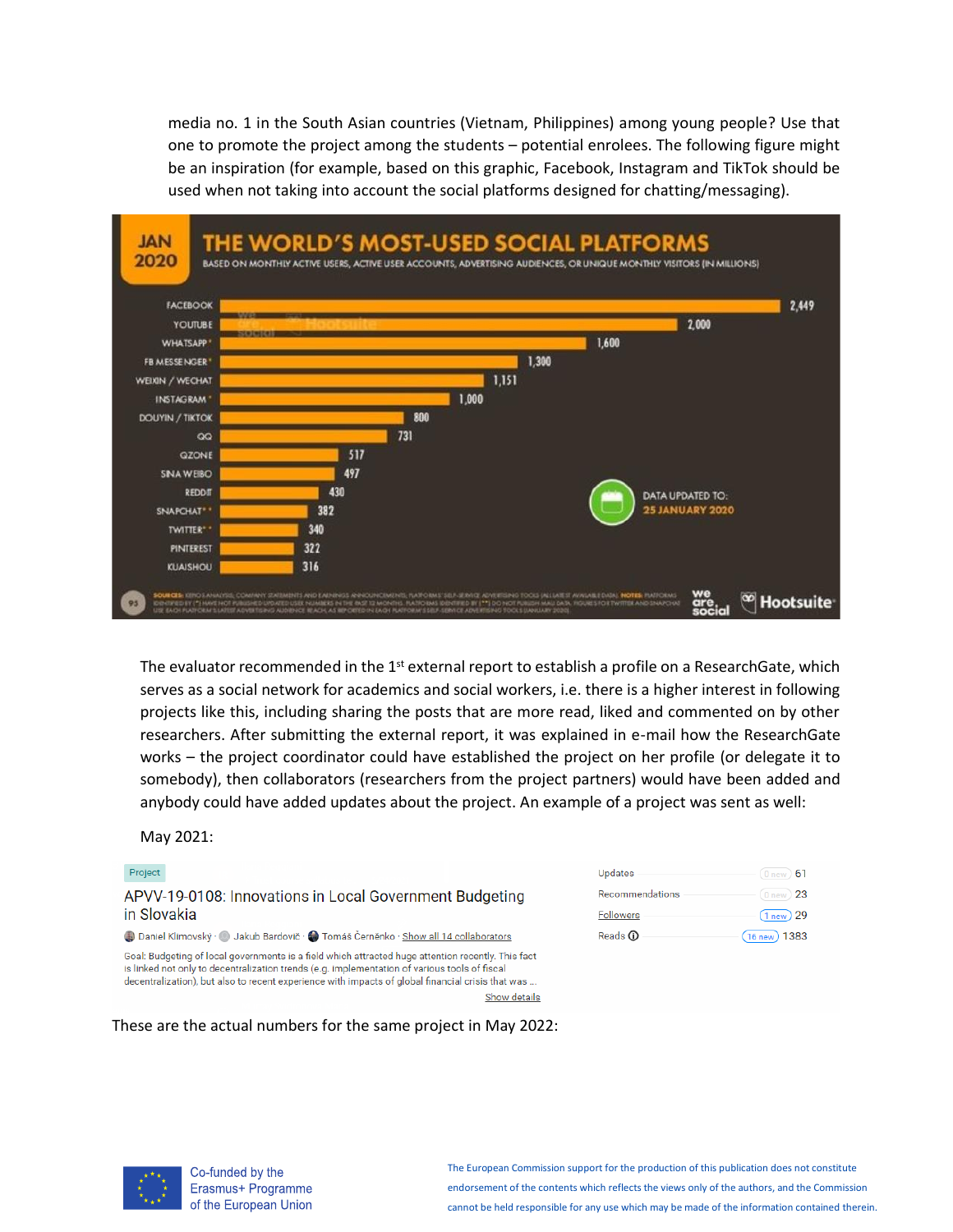media no. 1 in the South Asian countries (Vietnam, Philippines) among young people? Use that one to promote the project among the students – potential enrolees. The following figure might be an inspiration (for example, based on this graphic, Facebook, Instagram and TikTok should be used when not taking into account the social platforms designed for chatting/messaging).

**JAN 2020 — THE WORLD'S MOST-USED SOCIAL PLATFORMS**

BASED ON MONTHLY ACTIVE USERS, ACTIVE USER ACCOUNTS, ADVERTISING AUDIENCES, OR UNIQUE MONTHLY VISITORS (IN MILLIONS)

| Platform | Users (millions) |
|---|---|
| FACEBOOK | 2,449 |
| YOUTUBE | 2,000 |
| WHATSAPP* | 1,600 |
| FB MESSENGER* | 1,300 |
| WEIXIN / WECHAT | 1,151 |
| INSTAGRAM* | 1,000 |
| DOUYIN / TIKTOK | 800 |
| QQ | 731 |
| QZONE | 517 |
| SINA WEIBO | 497 |
| REDDIT | 430 |
| SNAPCHAT** | 382 |
| TWITTER** | 340 |
| PINTEREST | 322 |
| KUAISHOU | 316 |

DATA UPDATED TO: 25 JANUARY 2020

The evaluator recommended in the 1st external report to establish a profile on a ResearchGate, which serves as a social network for academics and social workers, i.e. there is a higher interest in following projects like this, including sharing the posts that are more read, liked and commented on by other researchers. After submitting the external report, it was explained in e-mail how the ResearchGate works – the project coordinator could have established the project on her profile (or delegate it to somebody), then collaborators (researchers from the project partners) would have been added and anybody could have added updates about the project. An example of a project was sent as well:

May 2021:

Project

APVV-19-0108: Innovations in Local Government Budgeting in Slovakia

Daniel Klimovský · Jakub Bardovič · Tomáš Černěnko · Show all 14 collaborators

Goal: Budgeting of local governments is a field which attracted huge attention recently. This fact is linked not only to decentralization trends (e.g. implementation of various tools of fiscal decentralization), but also to recent experience with impacts of global financial crisis that was ...

Show details

| | | |
|---|---|---|
| Updates | 0 new | 61 |
| Recommendations | 0 new | 23 |
| Followers | 1 new | 29 |
| Reads | 16 new | 1383 |

These are the actual numbers for the same project in May 2022: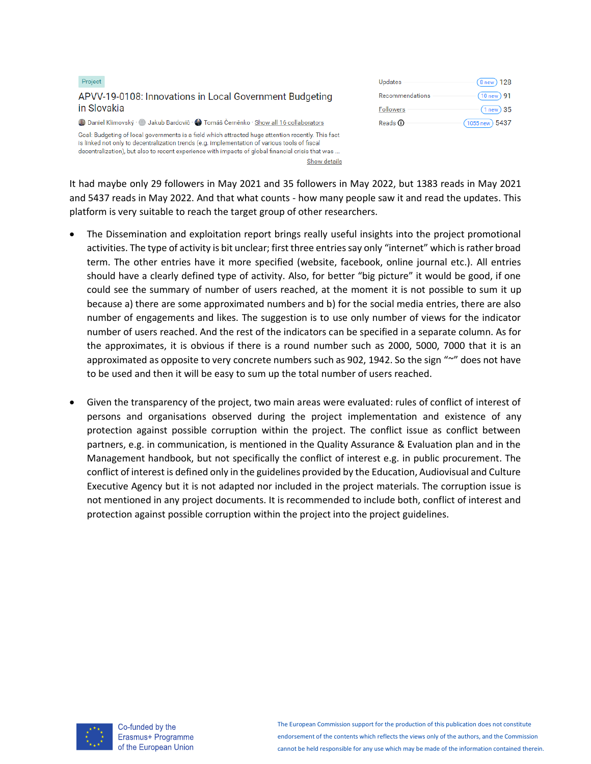Project

APVV-19-0108: Innovations in Local Government Budgeting in Slovakia

Daniel Klimovský · Jakub Bardovič · Tomáš Černěnko · Show all 16 collaborators

Goal: Budgeting of local governments is a field which attracted huge attention recently. This fact is linked not only to decentralization trends (e.g. implementation of various tools of fiscal decentralization), but also to recent experience with impacts of global financial crisis that was ...

Show details

| | | |
|---|---|---|
| Updates | 8 new | 128 |
| Recommendations | 10 new | 91 |
| Followers | 1 new | 35 |
| Reads | 1055 new | 5437 |

It had maybe only 29 followers in May 2021 and 35 followers in May 2022, but 1383 reads in May 2021 and 5437 reads in May 2022. And that what counts - how many people saw it and read the updates. This platform is very suitable to reach the target group of other researchers.

- The Dissemination and exploitation report brings really useful insights into the project promotional activities. The type of activity is bit unclear; first three entries say only "internet" which is rather broad term. The other entries have it more specified (website, facebook, online journal etc.). All entries should have a clearly defined type of activity. Also, for better "big picture" it would be good, if one could see the summary of number of users reached, at the moment it is not possible to sum it up because a) there are some approximated numbers and b) for the social media entries, there are also number of engagements and likes. The suggestion is to use only number of views for the indicator number of users reached. And the rest of the indicators can be specified in a separate column. As for the approximates, it is obvious if there is a round number such as 2000, 5000, 7000 that it is an approximated as opposite to very concrete numbers such as 902, 1942. So the sign "~" does not have to be used and then it will be easy to sum up the total number of users reached.

- Given the transparency of the project, two main areas were evaluated: rules of conflict of interest of persons and organisations observed during the project implementation and existence of any protection against possible corruption within the project. The conflict issue as conflict between partners, e.g. in communication, is mentioned in the Quality Assurance & Evaluation plan and in the Management handbook, but not specifically the conflict of interest e.g. in public procurement. The conflict of interest is defined only in the guidelines provided by the Education, Audiovisual and Culture Executive Agency but it is not adapted nor included in the project materials. The corruption issue is not mentioned in any project documents. It is recommended to include both, conflict of interest and protection against possible corruption within the project into the project guidelines.